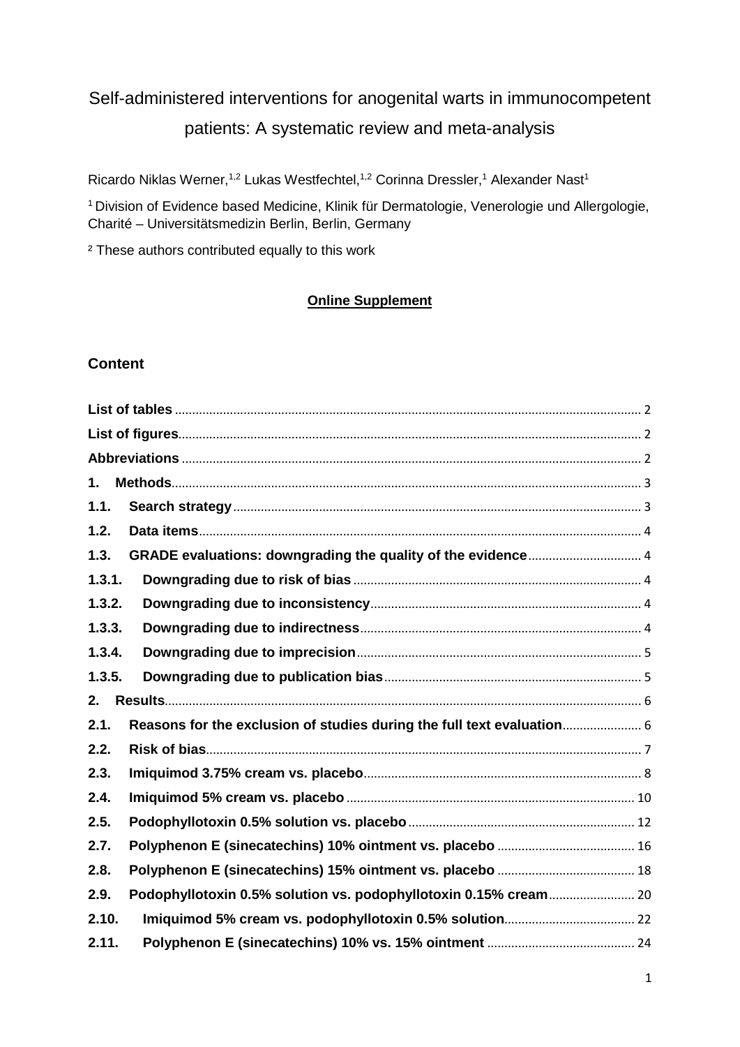# Self-administered interventions for anogenital warts in immunocompetent patients: A systematic review and meta-analysis

Ricardo Niklas Werner,[1,2] Lukas Westfechtel,[1,2] Corinna Dressler,[1] Alexander Nast[1]

[1] Division of Evidence based Medicine, Klinik für Dermatologie, Venerologie und Allergologie, Charité – Universitätsmedizin Berlin, Berlin, Germany

[2] These authors contributed equally to this work

**Online Supplement**

## Content

**List of tables** ........ 2
**List of figures** ........ 2
**Abbreviations** ........ 2
**1. Methods** ........ 3
**1.1. Search strategy** ........ 3
**1.2. Data items** ........ 4
**1.3. GRADE evaluations: downgrading the quality of the evidence** ........ 4
**1.3.1. Downgrading due to risk of bias** ........ 4
**1.3.2. Downgrading due to inconsistency** ........ 4
**1.3.3. Downgrading due to indirectness** ........ 4
**1.3.4. Downgrading due to imprecision** ........ 5
**1.3.5. Downgrading due to publication bias** ........ 5
**2. Results** ........ 6
**2.1. Reasons for the exclusion of studies during the full text evaluation** ........ 6
**2.2. Risk of bias** ........ 7
**2.3. Imiquimod 3.75% cream vs. placebo** ........ 8
**2.4. Imiquimod 5% cream vs. placebo** ........ 10
**2.5. Podophyllotoxin 0.5% solution vs. placebo** ........ 12
**2.7. Polyphenon E (sinecatechins) 10% ointment vs. placebo** ........ 16
**2.8. Polyphenon E (sinecatechins) 15% ointment vs. placebo** ........ 18
**2.9. Podophyllotoxin 0.5% solution vs. podophyllotoxin 0.15% cream** ........ 20
**2.10. Imiquimod 5% cream vs. podophyllotoxin 0.5% solution** ........ 22
**2.11. Polyphenon E (sinecatechins) 10% vs. 15% ointment** ........ 24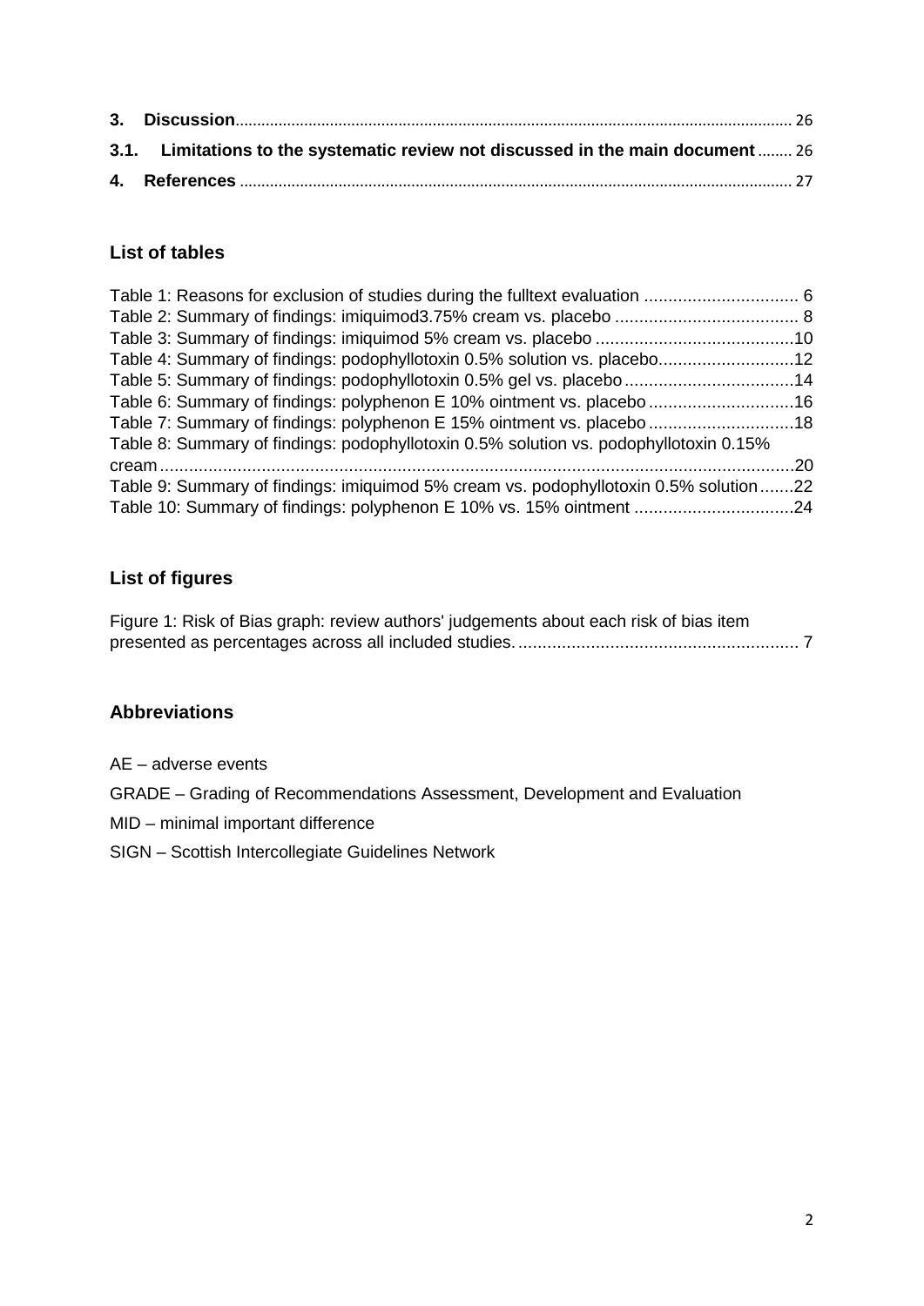**3. Discussion** .......... 26

**3.1. Limitations to the systematic review not discussed in the main document** .......... 26

**4. References** .......... 27

## List of tables

Table 1: Reasons for exclusion of studies during the fulltext evaluation .......... 6
Table 2: Summary of findings: imiquimod3.75% cream vs. placebo .......... 8
Table 3: Summary of findings: imiquimod 5% cream vs. placebo .......... 10
Table 4: Summary of findings: podophyllotoxin 0.5% solution vs. placebo .......... 12
Table 5: Summary of findings: podophyllotoxin 0.5% gel vs. placebo .......... 14
Table 6: Summary of findings: polyphenon E 10% ointment vs. placebo .......... 16
Table 7: Summary of findings: polyphenon E 15% ointment vs. placebo .......... 18
Table 8: Summary of findings: podophyllotoxin 0.5% solution vs. podophyllotoxin 0.15% cream .......... 20
Table 9: Summary of findings: imiquimod 5% cream vs. podophyllotoxin 0.5% solution .......... 22
Table 10: Summary of findings: polyphenon E 10% vs. 15% ointment .......... 24

## List of figures

Figure 1: Risk of Bias graph: review authors' judgements about each risk of bias item presented as percentages across all included studies. .......... 7

## Abbreviations

AE – adverse events

GRADE – Grading of Recommendations Assessment, Development and Evaluation

MID – minimal important difference

SIGN – Scottish Intercollegiate Guidelines Network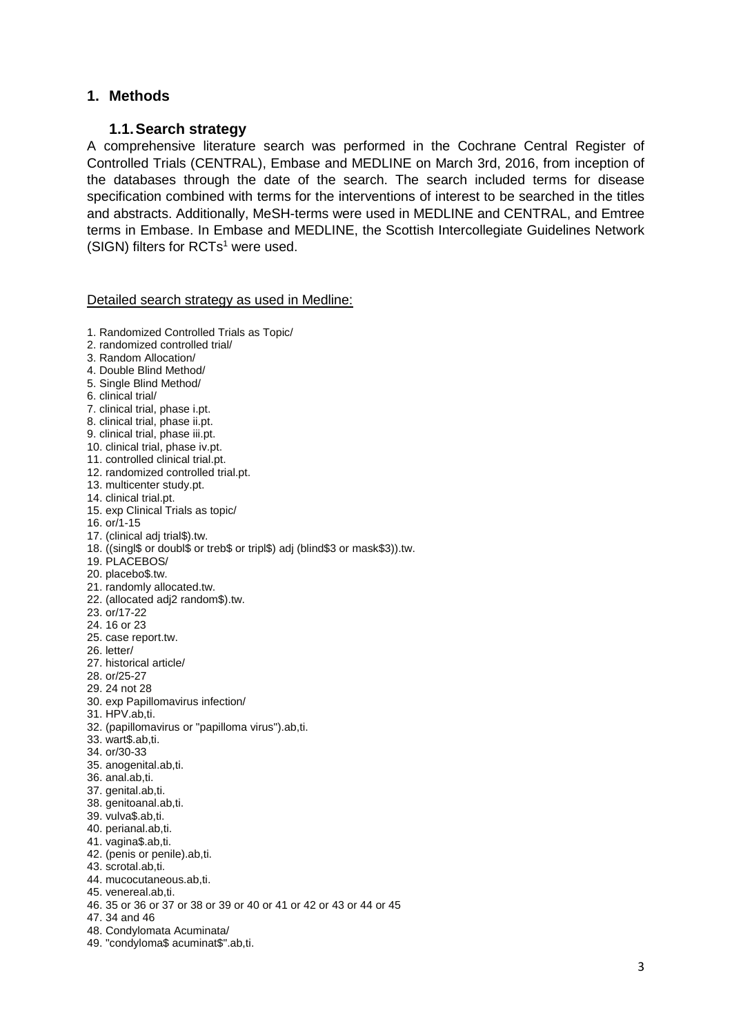## 1. Methods

### 1.1. Search strategy

A comprehensive literature search was performed in the Cochrane Central Register of Controlled Trials (CENTRAL), Embase and MEDLINE on March 3rd, 2016, from inception of the databases through the date of the search. The search included terms for disease specification combined with terms for the interventions of interest to be searched in the titles and abstracts. Additionally, MeSH-terms were used in MEDLINE and CENTRAL, and Emtree terms in Embase. In Embase and MEDLINE, the Scottish Intercollegiate Guidelines Network (SIGN) filters for RCTs[1] were used.

<u>Detailed search strategy as used in Medline:</u>

1. Randomized Controlled Trials as Topic/
2. randomized controlled trial/
3. Random Allocation/
4. Double Blind Method/
5. Single Blind Method/
6. clinical trial/
7. clinical trial, phase i.pt.
8. clinical trial, phase ii.pt.
9. clinical trial, phase iii.pt.
10. clinical trial, phase iv.pt.
11. controlled clinical trial.pt.
12. randomized controlled trial.pt.
13. multicenter study.pt.
14. clinical trial.pt.
15. exp Clinical Trials as topic/
16. or/1-15
17. (clinical adj trial$).tw.
18. ((singl$ or doubl$ or treb$ or tripl$) adj (blind$3 or mask$3)).tw.
19. PLACEBOS/
20. placebo$.tw.
21. randomly allocated.tw.
22. (allocated adj2 random$).tw.
23. or/17-22
24. 16 or 23
25. case report.tw.
26. letter/
27. historical article/
28. or/25-27
29. 24 not 28
30. exp Papillomavirus infection/
31. HPV.ab,ti.
32. (papillomavirus or "papilloma virus").ab,ti.
33. wart$.ab,ti.
34. or/30-33
35. anogenital.ab,ti.
36. anal.ab,ti.
37. genital.ab,ti.
38. genitoanal.ab,ti.
39. vulva$.ab,ti.
40. perianal.ab,ti.
41. vagina$.ab,ti.
42. (penis or penile).ab,ti.
43. scrotal.ab,ti.
44. mucocutaneous.ab,ti.
45. venereal.ab,ti.
46. 35 or 36 or 37 or 38 or 39 or 40 or 41 or 42 or 43 or 44 or 45
47. 34 and 46
48. Condylomata Acuminata/
49. "condyloma$ acuminat$".ab,ti.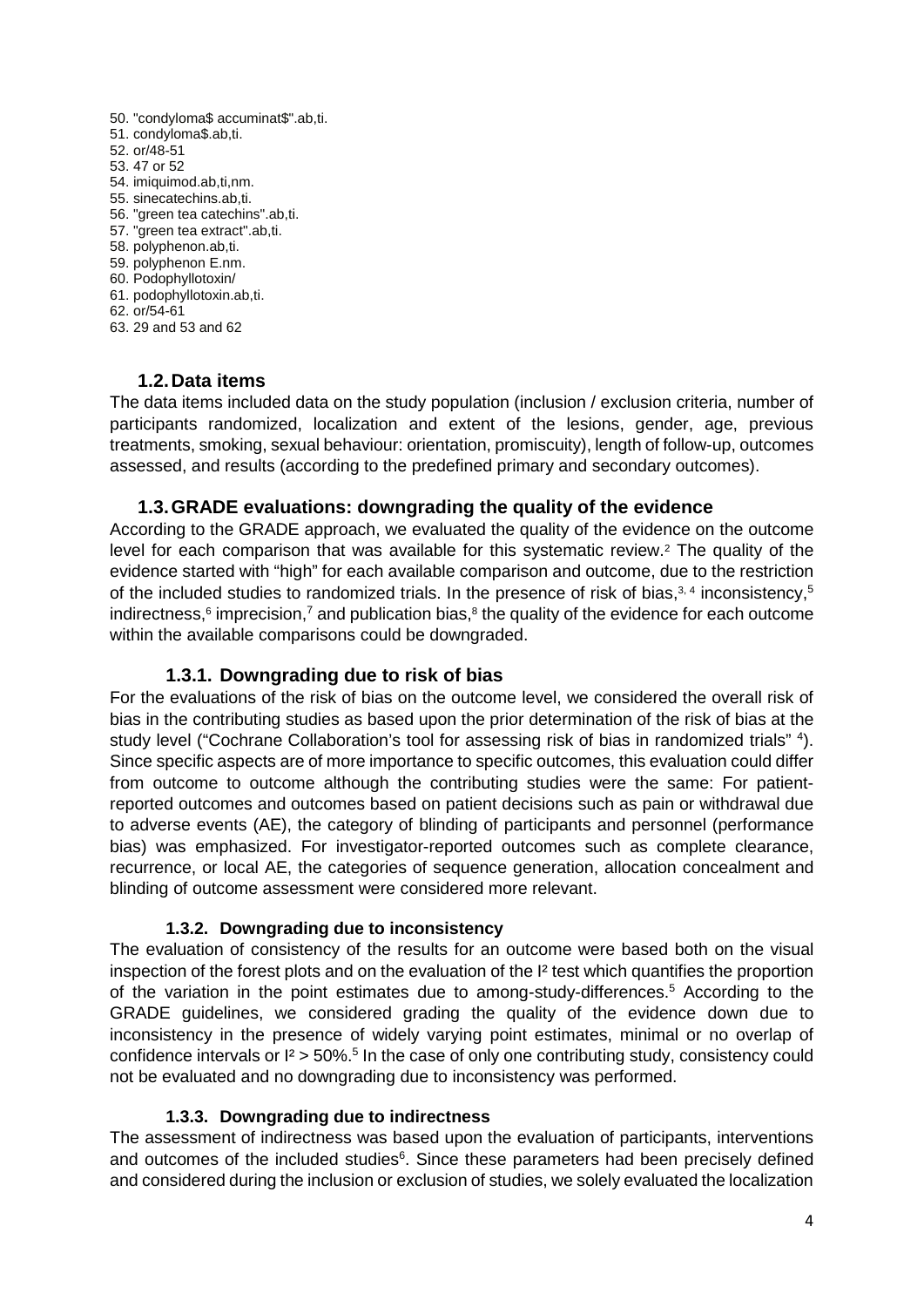50. "condyloma$ accuminat$".ab,ti.
51. condyloma$.ab,ti.
52. or/48-51
53. 47 or 52
54. imiquimod.ab,ti,nm.
55. sinecatechins.ab,ti.
56. "green tea catechins".ab,ti.
57. "green tea extract".ab,ti.
58. polyphenon.ab,ti.
59. polyphenon E.nm.
60. Podophyllotoxin/
61. podophyllotoxin.ab,ti.
62. or/54-61
63. 29 and 53 and 62

## 1.2. Data items

The data items included data on the study population (inclusion / exclusion criteria, number of participants randomized, localization and extent of the lesions, gender, age, previous treatments, smoking, sexual behaviour: orientation, promiscuity), length of follow-up, outcomes assessed, and results (according to the predefined primary and secondary outcomes).

## 1.3. GRADE evaluations: downgrading the quality of the evidence

According to the GRADE approach, we evaluated the quality of the evidence on the outcome level for each comparison that was available for this systematic review.[2] The quality of the evidence started with "high" for each available comparison and outcome, due to the restriction of the included studies to randomized trials. In the presence of risk of bias,[3, 4] inconsistency,[5] indirectness,[6] imprecision,[7] and publication bias,[8] the quality of the evidence for each outcome within the available comparisons could be downgraded.

### 1.3.1. Downgrading due to risk of bias

For the evaluations of the risk of bias on the outcome level, we considered the overall risk of bias in the contributing studies as based upon the prior determination of the risk of bias at the study level ("Cochrane Collaboration's tool for assessing risk of bias in randomized trials" [4]). Since specific aspects are of more importance to specific outcomes, this evaluation could differ from outcome to outcome although the contributing studies were the same: For patient-reported outcomes and outcomes based on patient decisions such as pain or withdrawal due to adverse events (AE), the category of blinding of participants and personnel (performance bias) was emphasized. For investigator-reported outcomes such as complete clearance, recurrence, or local AE, the categories of sequence generation, allocation concealment and blinding of outcome assessment were considered more relevant.

#### 1.3.2. Downgrading due to inconsistency

The evaluation of consistency of the results for an outcome were based both on the visual inspection of the forest plots and on the evaluation of the $I^2$ test which quantifies the proportion of the variation in the point estimates due to among-study-differences.[5] According to the GRADE guidelines, we considered grading the quality of the evidence down due to inconsistency in the presence of widely varying point estimates, minimal or no overlap of confidence intervals or $I^2 > 50\%$.[5] In the case of only one contributing study, consistency could not be evaluated and no downgrading due to inconsistency was performed.

#### 1.3.3. Downgrading due to indirectness

The assessment of indirectness was based upon the evaluation of participants, interventions and outcomes of the included studies[6]. Since these parameters had been precisely defined and considered during the inclusion or exclusion of studies, we solely evaluated the localization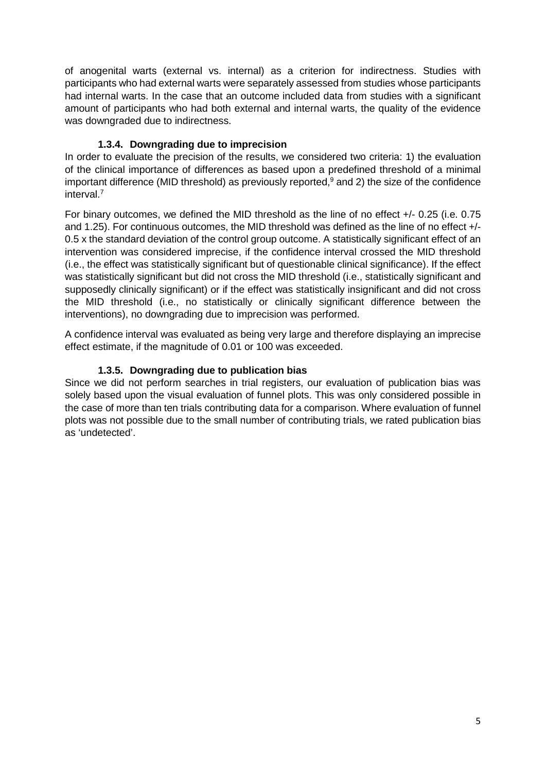of anogenital warts (external vs. internal) as a criterion for indirectness. Studies with participants who had external warts were separately assessed from studies whose participants had internal warts. In the case that an outcome included data from studies with a significant amount of participants who had both external and internal warts, the quality of the evidence was downgraded due to indirectness.

### 1.3.4. Downgrading due to imprecision

In order to evaluate the precision of the results, we considered two criteria: 1) the evaluation of the clinical importance of differences as based upon a predefined threshold of a minimal important difference (MID threshold) as previously reported,[9] and 2) the size of the confidence interval.[7]

For binary outcomes, we defined the MID threshold as the line of no effect +/- 0.25 (i.e. 0.75 and 1.25). For continuous outcomes, the MID threshold was defined as the line of no effect +/- 0.5 x the standard deviation of the control group outcome. A statistically significant effect of an intervention was considered imprecise, if the confidence interval crossed the MID threshold (i.e., the effect was statistically significant but of questionable clinical significance). If the effect was statistically significant but did not cross the MID threshold (i.e., statistically significant and supposedly clinically significant) or if the effect was statistically insignificant and did not cross the MID threshold (i.e., no statistically or clinically significant difference between the interventions), no downgrading due to imprecision was performed.

A confidence interval was evaluated as being very large and therefore displaying an imprecise effect estimate, if the magnitude of 0.01 or 100 was exceeded.

### 1.3.5. Downgrading due to publication bias

Since we did not perform searches in trial registers, our evaluation of publication bias was solely based upon the visual evaluation of funnel plots. This was only considered possible in the case of more than ten trials contributing data for a comparison. Where evaluation of funnel plots was not possible due to the small number of contributing trials, we rated publication bias as 'undetected'.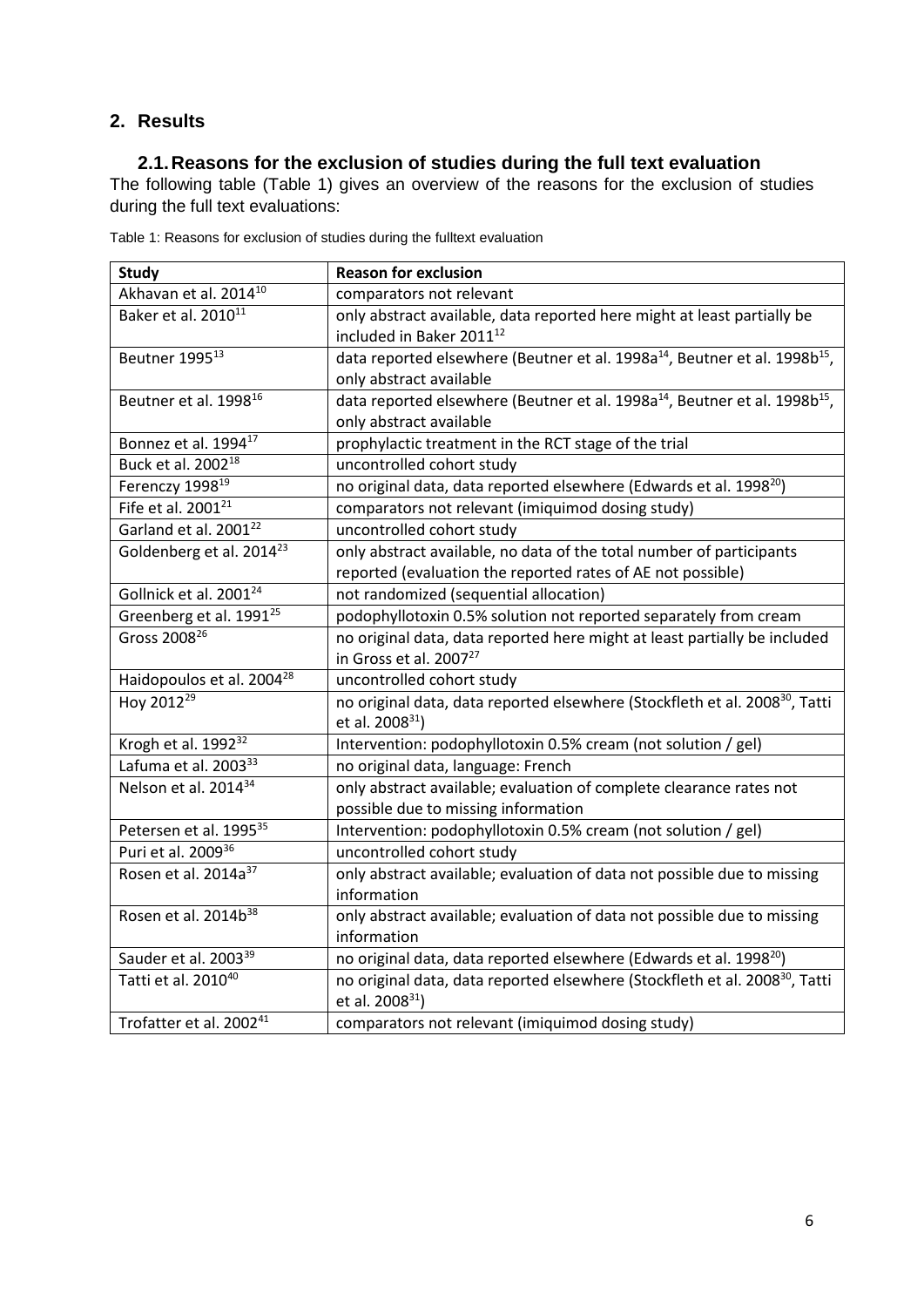## 2. Results

### 2.1. Reasons for the exclusion of studies during the full text evaluation

The following table (Table 1) gives an overview of the reasons for the exclusion of studies during the full text evaluations:

Table 1: Reasons for exclusion of studies during the fulltext evaluation

| Study | Reason for exclusion |
|---|---|
| Akhavan et al. 2014[10] | comparators not relevant |
| Baker et al. 2010[11] | only abstract available, data reported here might at least partially be included in Baker 2011[12] |
| Beutner 1995[13] | data reported elsewhere (Beutner et al. 1998a[14], Beutner et al. 1998b[15], only abstract available |
| Beutner et al. 1998[16] | data reported elsewhere (Beutner et al. 1998a[14], Beutner et al. 1998b[15], only abstract available |
| Bonnez et al. 1994[17] | prophylactic treatment in the RCT stage of the trial |
| Buck et al. 2002[18] | uncontrolled cohort study |
| Ferenczy 1998[19] | no original data, data reported elsewhere (Edwards et al. 1998[20]) |
| Fife et al. 2001[21] | comparators not relevant (imiquimod dosing study) |
| Garland et al. 2001[22] | uncontrolled cohort study |
| Goldenberg et al. 2014[23] | only abstract available, no data of the total number of participants reported (evaluation the reported rates of AE not possible) |
| Gollnick et al. 2001[24] | not randomized (sequential allocation) |
| Greenberg et al. 1991[25] | podophyllotoxin 0.5% solution not reported separately from cream |
| Gross 2008[26] | no original data, data reported here might at least partially be included in Gross et al. 2007[27] |
| Haidopoulos et al. 2004[28] | uncontrolled cohort study |
| Hoy 2012[29] | no original data, data reported elsewhere (Stockfleth et al. 2008[30], Tatti et al. 2008[31]) |
| Krogh et al. 1992[32] | Intervention: podophyllotoxin 0.5% cream (not solution / gel) |
| Lafuma et al. 2003[33] | no original data, language: French |
| Nelson et al. 2014[34] | only abstract available; evaluation of complete clearance rates not possible due to missing information |
| Petersen et al. 1995[35] | Intervention: podophyllotoxin 0.5% cream (not solution / gel) |
| Puri et al. 2009[36] | uncontrolled cohort study |
| Rosen et al. 2014a[37] | only abstract available; evaluation of data not possible due to missing information |
| Rosen et al. 2014b[38] | only abstract available; evaluation of data not possible due to missing information |
| Sauder et al. 2003[39] | no original data, data reported elsewhere (Edwards et al. 1998[20]) |
| Tatti et al. 2010[40] | no original data, data reported elsewhere (Stockfleth et al. 2008[30], Tatti et al. 2008[31]) |
| Trofatter et al. 2002[41] | comparators not relevant (imiquimod dosing study) |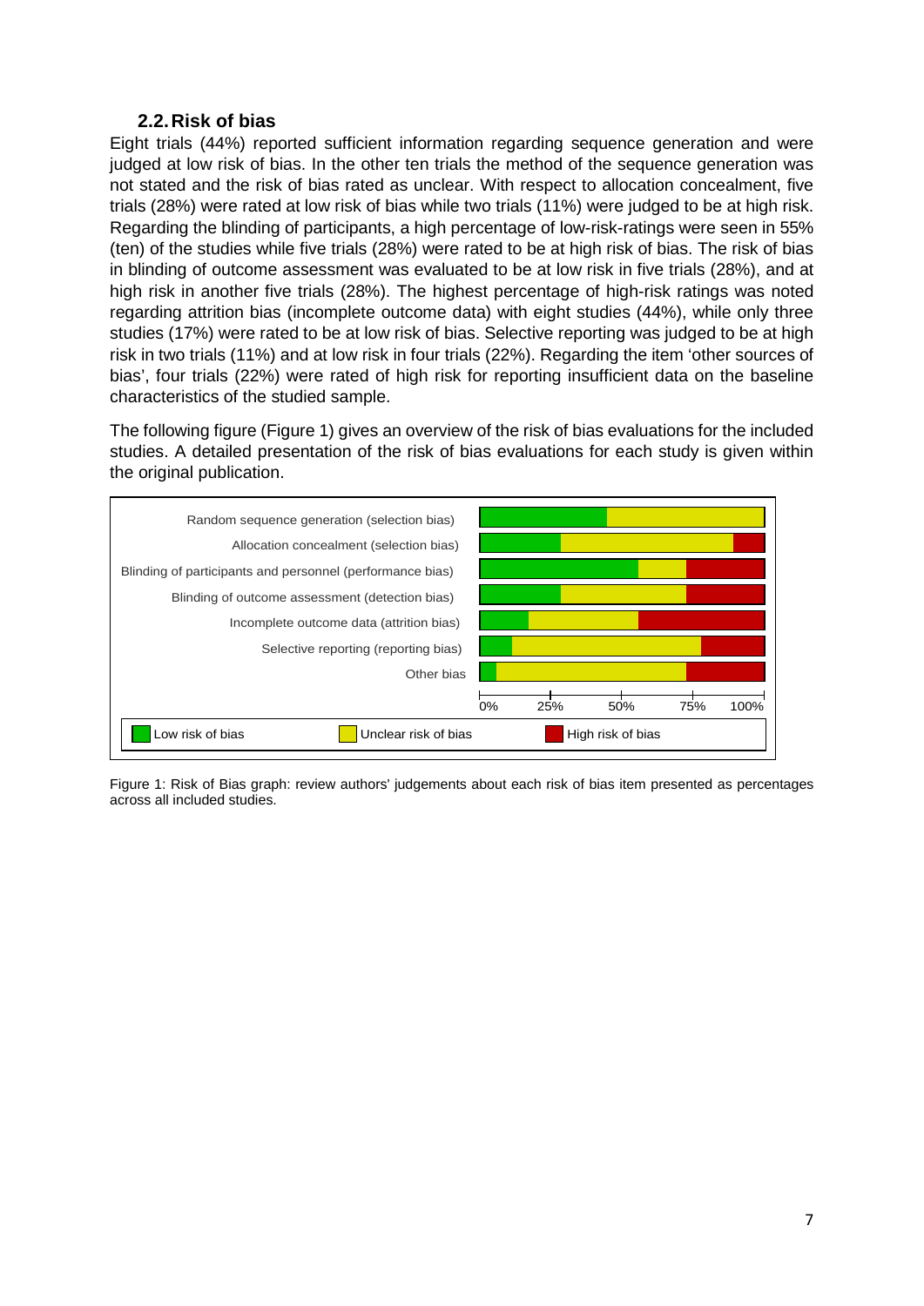## 2.2. Risk of bias

Eight trials (44%) reported sufficient information regarding sequence generation and were judged at low risk of bias. In the other ten trials the method of the sequence generation was not stated and the risk of bias rated as unclear. With respect to allocation concealment, five trials (28%) were rated at low risk of bias while two trials (11%) were judged to be at high risk. Regarding the blinding of participants, a high percentage of low-risk-ratings were seen in 55% (ten) of the studies while five trials (28%) were rated to be at high risk of bias. The risk of bias in blinding of outcome assessment was evaluated to be at low risk in five trials (28%), and at high risk in another five trials (28%). The highest percentage of high-risk ratings was noted regarding attrition bias (incomplete outcome data) with eight studies (44%), while only three studies (17%) were rated to be at low risk of bias. Selective reporting was judged to be at high risk in two trials (11%) and at low risk in four trials (22%). Regarding the item 'other sources of bias', four trials (22%) were rated of high risk for reporting insufficient data on the baseline characteristics of the studied sample.

The following figure (Figure 1) gives an overview of the risk of bias evaluations for the included studies. A detailed presentation of the risk of bias evaluations for each study is given within the original publication.

Figure 1: Risk of Bias graph: review authors' judgements about each risk of bias item presented as percentages across all included studies.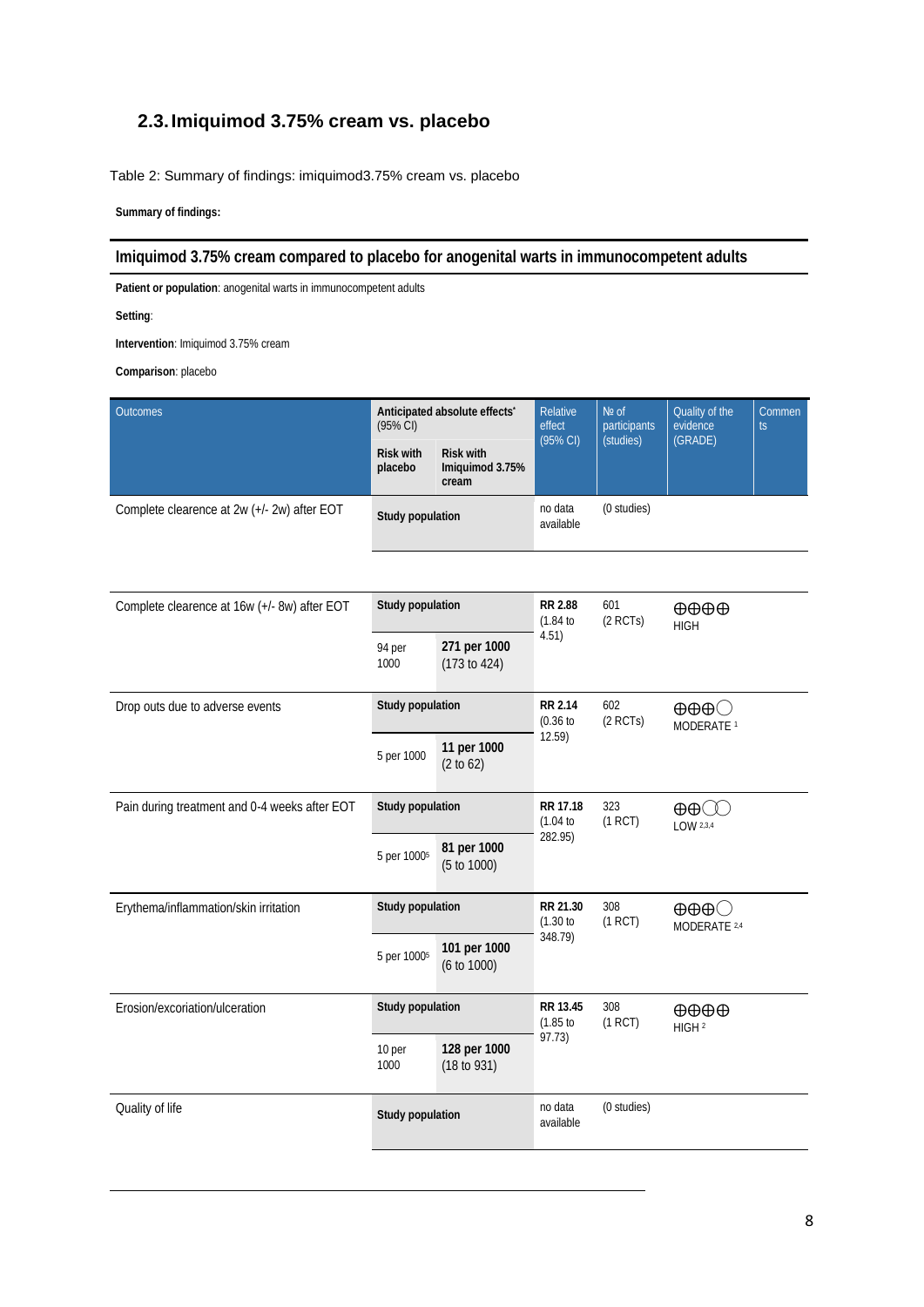## 2.3. Imiquimod 3.75% cream vs. placebo

Table 2: Summary of findings: imiquimod3.75% cream vs. placebo

**Summary of findings:**

**Imiquimod 3.75% cream compared to placebo for anogenital warts in immunocompetent adults**

**Patient or population**: anogenital warts in immunocompetent adults

**Setting**:

**Intervention**: Imiquimod 3.75% cream

**Comparison**: placebo

| Outcomes | Anticipated absolute effects* (95% CI) | | Relative effect (95% CI) | № of participants (studies) | Quality of the evidence (GRADE) | Comments |
|---|---|---|---|---|---|---|
| | **Risk with placebo** | **Risk with Imiquimod 3.75% cream** | | | | |
| Complete clearence at 2w (+/- 2w) after EOT | **Study population** | | no data available | (0 studies) | | |
| Complete clearence at 16w (+/- 8w) after EOT | **Study population** | | **RR 2.88** (1.84 to 4.51) | 601 (2 RCTs) | ⊕⊕⊕⊕ HIGH | |
| | 94 per 1000 | **271 per 1000** (173 to 424) | | | | |
| Drop outs due to adverse events | **Study population** | | **RR 2.14** (0.36 to 12.59) | 602 (2 RCTs) | ⊕⊕⊕◯ MODERATE [1] | |
| | 5 per 1000 | **11 per 1000** (2 to 62) | | | | |
| Pain during treatment and 0-4 weeks after EOT | **Study population** | | **RR 17.18** (1.04 to 282.95) | 323 (1 RCT) | ⊕⊕◯◯ LOW [2,3,4] | |
| | 5 per 1000[5] | **81 per 1000** (5 to 1000) | | | | |
| Erythema/inflammation/skin irritation | **Study population** | | **RR 21.30** (1.30 to 348.79) | 308 (1 RCT) | ⊕⊕⊕◯ MODERATE [2,4] | |
| | 5 per 1000[5] | **101 per 1000** (6 to 1000) | | | | |
| Erosion/excoriation/ulceration | **Study population** | | **RR 13.45** (1.85 to 97.73) | 308 (1 RCT) | ⊕⊕⊕⊕ HIGH [2] | |
| | 10 per 1000 | **128 per 1000** (18 to 931) | | | | |
| Quality of life | **Study population** | | no data available | (0 studies) | | |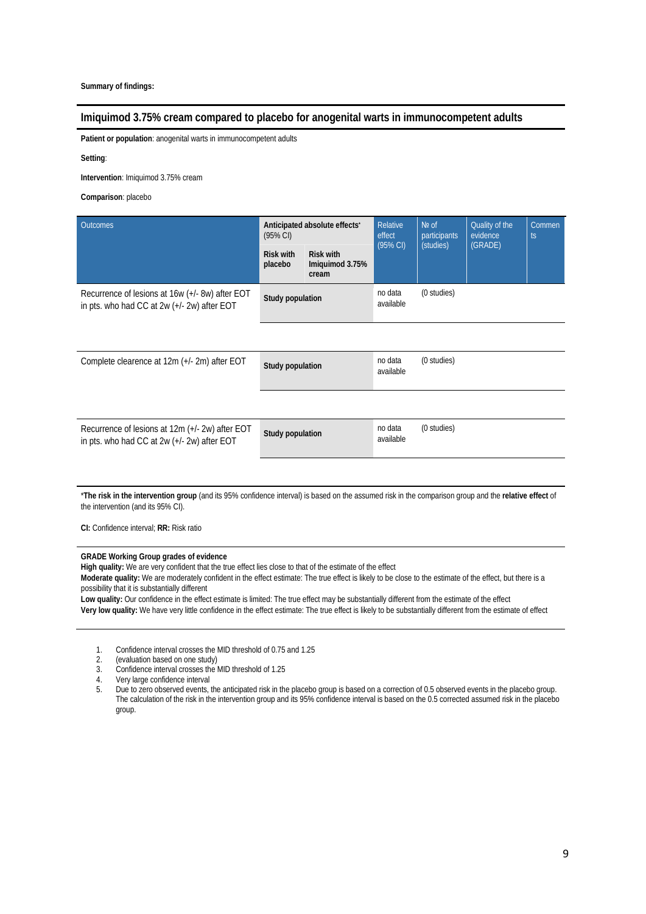**Summary of findings:**

## Imiquimod 3.75% cream compared to placebo for anogenital warts in immunocompetent adults

**Patient or population**: anogenital warts in immunocompetent adults

**Setting**:

**Intervention**: Imiquimod 3.75% cream

**Comparison**: placebo

| Outcomes | Anticipated absolute effects* (95% CI) | | Relative effect (95% CI) | № of participants (studies) | Quality of the evidence (GRADE) | Comments |
|---|---|---|---|---|---|---|
| | **Risk with placebo** | **Risk with Imiquimod 3.75% cream** | | | | |
| Recurrence of lesions at 16w (+/- 8w) after EOT in pts. who had CC at 2w (+/- 2w) after EOT | **Study population** | | no data available | (0 studies) | | |
| Complete clearence at 12m (+/- 2m) after EOT | **Study population** | | no data available | (0 studies) | | |
| Recurrence of lesions at 12m (+/- 2w) after EOT in pts. who had CC at 2w (+/- 2w) after EOT | **Study population** | | no data available | (0 studies) | | |

*__The risk in the intervention group__ (and its 95% confidence interval) is based on the assumed risk in the comparison group and the **relative effect** of the intervention (and its 95% CI).

**CI:** Confidence interval; **RR:** Risk ratio

**GRADE Working Group grades of evidence**
**High quality:** We are very confident that the true effect lies close to that of the estimate of the effect
**Moderate quality:** We are moderately confident in the effect estimate: The true effect is likely to be close to the estimate of the effect, but there is a possibility that it is substantially different
**Low quality:** Our confidence in the effect estimate is limited: The true effect may be substantially different from the estimate of the effect
**Very low quality:** We have very little confidence in the effect estimate: The true effect is likely to be substantially different from the estimate of effect

1. Confidence interval crosses the MID threshold of 0.75 and 1.25
2. (evaluation based on one study)
3. Confidence interval crosses the MID threshold of 1.25
4. Very large confidence interval
5. Due to zero observed events, the anticipated risk in the placebo group is based on a correction of 0.5 observed events in the placebo group. The calculation of the risk in the intervention group and its 95% confidence interval is based on the 0.5 corrected assumed risk in the placebo group.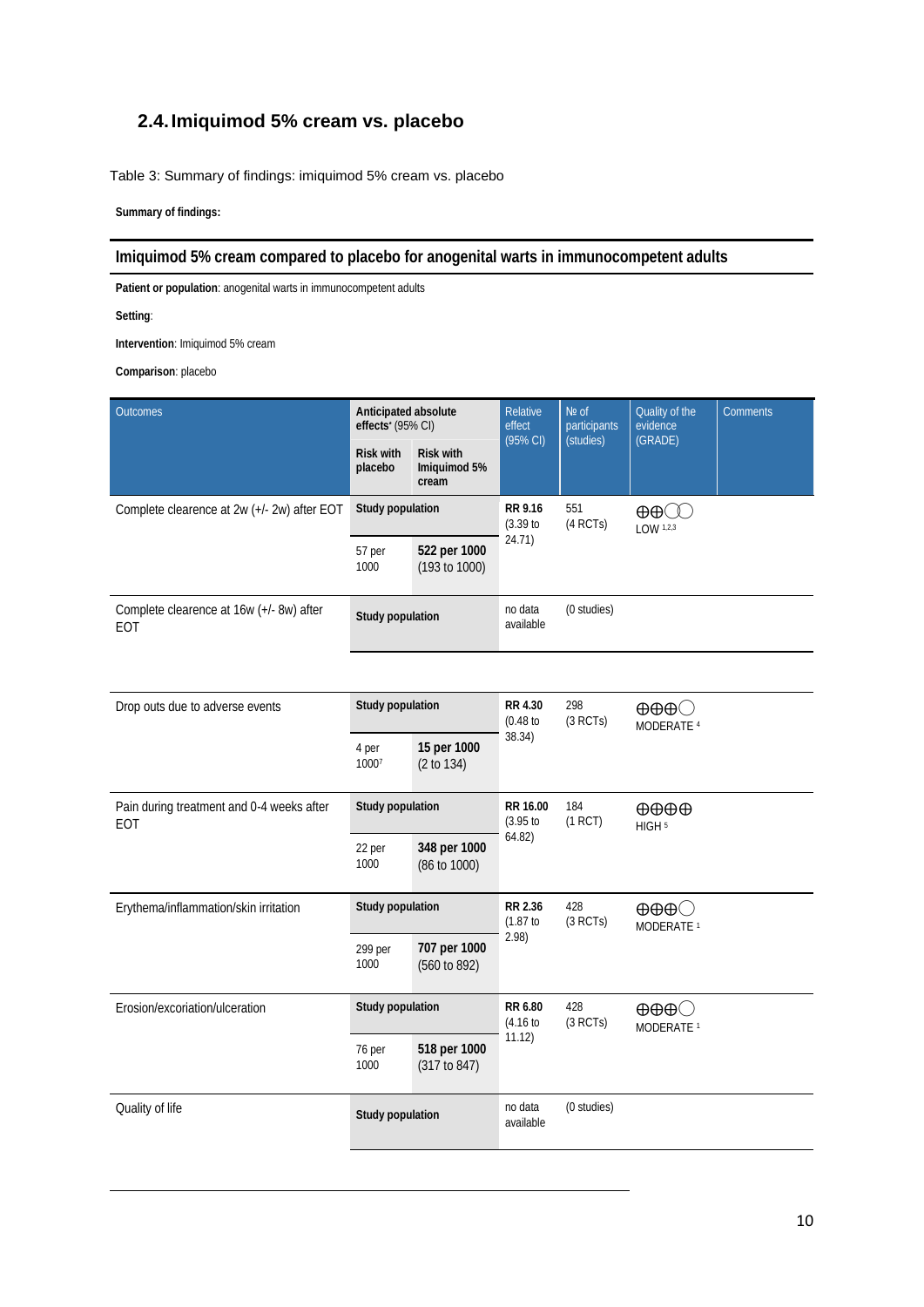## 2.4. Imiquimod 5% cream vs. placebo

Table 3: Summary of findings: imiquimod 5% cream vs. placebo

**Summary of findings:**

**Imiquimod 5% cream compared to placebo for anogenital warts in immunocompetent adults**

**Patient or population**: anogenital warts in immunocompetent adults

**Setting**:

**Intervention**: Imiquimod 5% cream

**Comparison**: placebo

| Outcomes | Anticipated absolute effects* (95% CI) | | Relative effect (95% CI) | № of participants (studies) | Quality of the evidence (GRADE) | Comments |
|---|---|---|---|---|---|---|
| | **Risk with placebo** | **Risk with Imiquimod 5% cream** | | | | |
| Complete clearence at 2w (+/- 2w) after EOT | **Study population** | | **RR 9.16** (3.39 to 24.71) | 551 (4 RCTs) | ⊕⊕◯◯ LOW [1,2,3] | |
| | 57 per 1000 | **522 per 1000** (193 to 1000) | | | | |
| Complete clearence at 16w (+/- 8w) after EOT | **Study population** | | no data available | (0 studies) | | |
| Drop outs due to adverse events | **Study population** | | **RR 4.30** (0.48 to 38.34) | 298 (3 RCTs) | ⊕⊕⊕◯ MODERATE [4] | |
| | 4 per 1000[7] | **15 per 1000** (2 to 134) | | | | |
| Pain during treatment and 0-4 weeks after EOT | **Study population** | | **RR 16.00** (3.95 to 64.82) | 184 (1 RCT) | ⊕⊕⊕⊕ HIGH [5] | |
| | 22 per 1000 | **348 per 1000** (86 to 1000) | | | | |
| Erythema/inflammation/skin irritation | **Study population** | | **RR 2.36** (1.87 to 2.98) | 428 (3 RCTs) | ⊕⊕⊕◯ MODERATE [1] | |
| | 299 per 1000 | **707 per 1000** (560 to 892) | | | | |
| Erosion/excoriation/ulceration | **Study population** | | **RR 6.80** (4.16 to 11.12) | 428 (3 RCTs) | ⊕⊕⊕◯ MODERATE [1] | |
| | 76 per 1000 | **518 per 1000** (317 to 847) | | | | |
| Quality of life | **Study population** | | no data available | (0 studies) | | |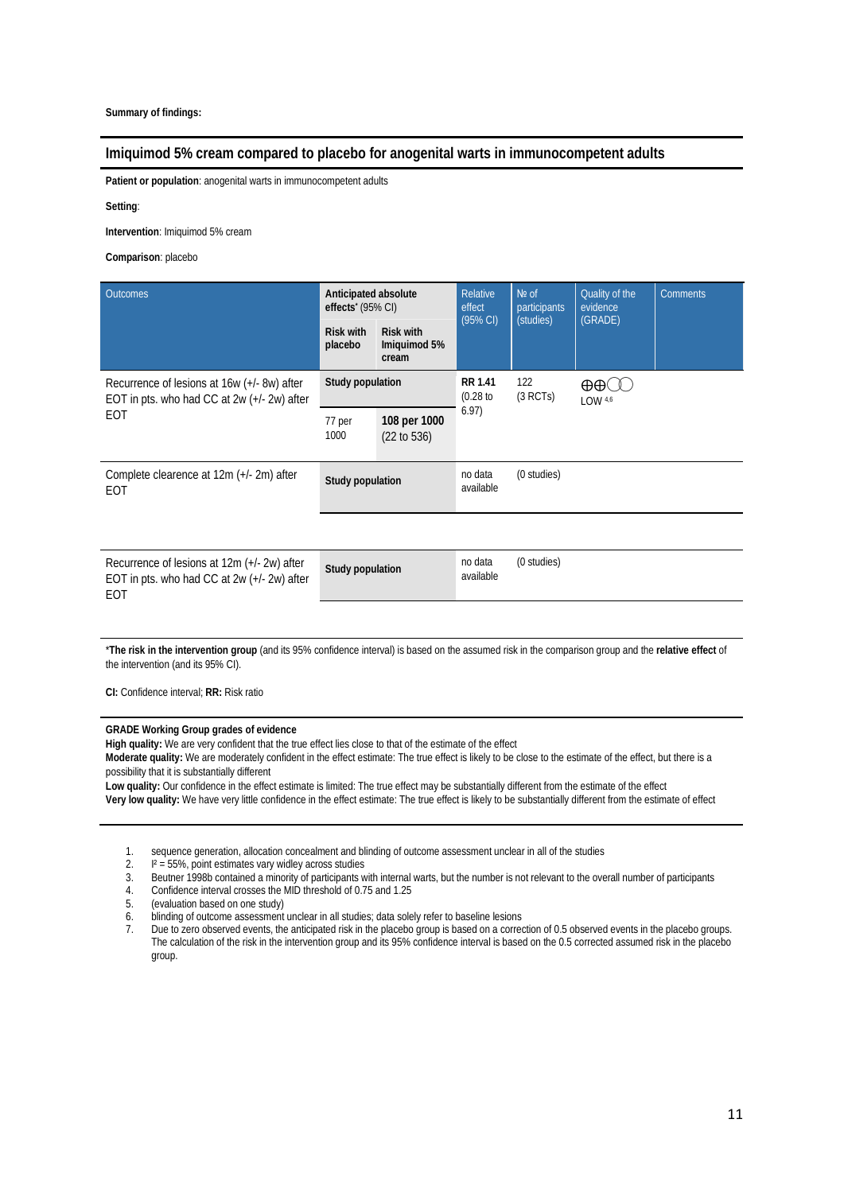**Summary of findings:**

## Imiquimod 5% cream compared to placebo for anogenital warts in immunocompetent adults

**Patient or population**: anogenital warts in immunocompetent adults

**Setting**:

**Intervention**: Imiquimod 5% cream

**Comparison**: placebo

| Outcomes | Anticipated absolute effects* (95% CI) | | Relative effect (95% CI) | № of participants (studies) | Quality of the evidence (GRADE) | Comments |
|---|---|---|---|---|---|---|
| | **Risk with placebo** | **Risk with Imiquimod 5% cream** | | | | |
| Recurrence of lesions at 16w (+/- 8w) after EOT in pts. who had CC at 2w (+/- 2w) after EOT | **Study population** | | **RR 1.41** (0.28 to 6.97) | 122 (3 RCTs) | ⊕⊕◯◯ LOW [4,6] | |
| | 77 per 1000 | **108 per 1000** (22 to 536) | | | | |
| Complete clearence at 12m (+/- 2m) after EOT | **Study population** | | no data available | (0 studies) | | |
| Recurrence of lesions at 12m (+/- 2w) after EOT in pts. who had CC at 2w (+/- 2w) after EOT | **Study population** | | no data available | (0 studies) | | |

*__The risk in the intervention group__ (and its 95% confidence interval) is based on the assumed risk in the comparison group and the **relative effect** of the intervention (and its 95% CI).

**CI:** Confidence interval; **RR:** Risk ratio

**GRADE Working Group grades of evidence**
**High quality:** We are very confident that the true effect lies close to that of the estimate of the effect
**Moderate quality:** We are moderately confident in the effect estimate: The true effect is likely to be close to the estimate of the effect, but there is a possibility that it is substantially different
**Low quality:** Our confidence in the effect estimate is limited: The true effect may be substantially different from the estimate of the effect
**Very low quality:** We have very little confidence in the effect estimate: The true effect is likely to be substantially different from the estimate of effect

1. sequence generation, allocation concealment and blinding of outcome assessment unclear in all of the studies
2. $I^2$ = 55%, point estimates vary widley across studies
3. Beutner 1998b contained a minority of participants with internal warts, but the number is not relevant to the overall number of participants
4. Confidence interval crosses the MID threshold of 0.75 and 1.25
5. (evaluation based on one study)
6. blinding of outcome assessment unclear in all studies; data solely refer to baseline lesions
7. Due to zero observed events, the anticipated risk in the placebo group is based on a correction of 0.5 observed events in the placebo groups. The calculation of the risk in the intervention group and its 95% confidence interval is based on the 0.5 corrected assumed risk in the placebo group.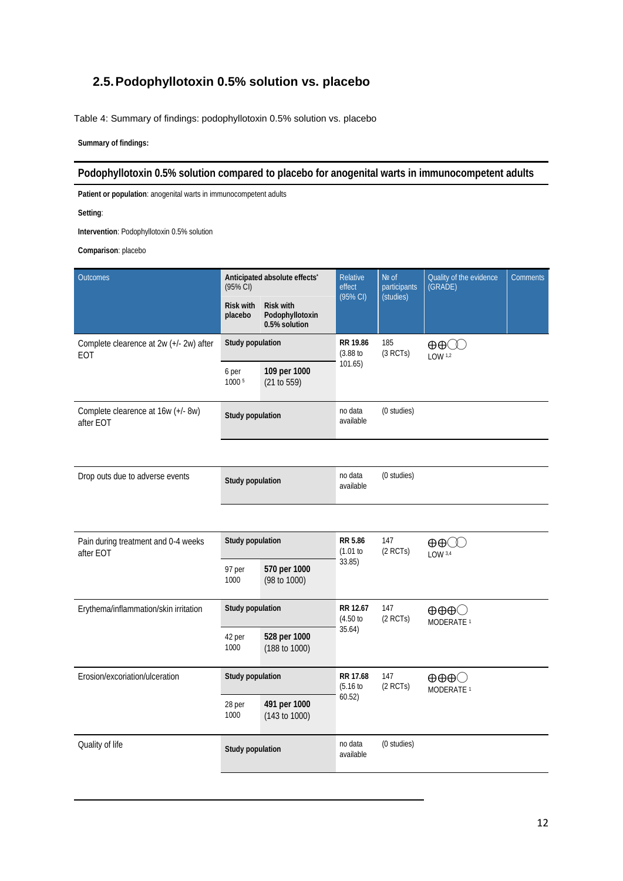## 2.5. Podophyllotoxin 0.5% solution vs. placebo

Table 4: Summary of findings: podophyllotoxin 0.5% solution vs. placebo

**Summary of findings:**

**Podophyllotoxin 0.5% solution compared to placebo for anogenital warts in immunocompetent adults**

**Patient or population**: anogenital warts in immunocompetent adults

**Setting**:

**Intervention**: Podophyllotoxin 0.5% solution

**Comparison**: placebo

| Outcomes | Anticipated absolute effects* (95% CI) | | Relative effect (95% CI) | № of participants (studies) | Quality of the evidence (GRADE) | Comments |
|---|---|---|---|---|---|---|
| | **Risk with placebo** | **Risk with Podophyllotoxin 0.5% solution** | | | | |
| Complete clearence at 2w (+/- 2w) after EOT | **Study population** | | **RR 19.86** (3.88 to 101.65) | 185 (3 RCTs) | ⊕⊕◯◯ LOW [1,2] | |
| | 6 per 1000 [5] | **109 per 1000** (21 to 559) | | | | |
| Complete clearence at 16w (+/- 8w) after EOT | **Study population** | | no data available | (0 studies) | | |
| Drop outs due to adverse events | **Study population** | | no data available | (0 studies) | | |
| Pain during treatment and 0-4 weeks after EOT | **Study population** | | **RR 5.86** (1.01 to 33.85) | 147 (2 RCTs) | ⊕⊕◯◯ LOW [3,4] | |
| | 97 per 1000 | **570 per 1000** (98 to 1000) | | | | |
| Erythema/inflammation/skin irritation | **Study population** | | **RR 12.67** (4.50 to 35.64) | 147 (2 RCTs) | ⊕⊕⊕◯ MODERATE [1] | |
| | 42 per 1000 | **528 per 1000** (188 to 1000) | | | | |
| Erosion/excoriation/ulceration | **Study population** | | **RR 17.68** (5.16 to 60.52) | 147 (2 RCTs) | ⊕⊕⊕◯ MODERATE [1] | |
| | 28 per 1000 | **491 per 1000** (143 to 1000) | | | | |
| Quality of life | **Study population** | | no data available | (0 studies) | | |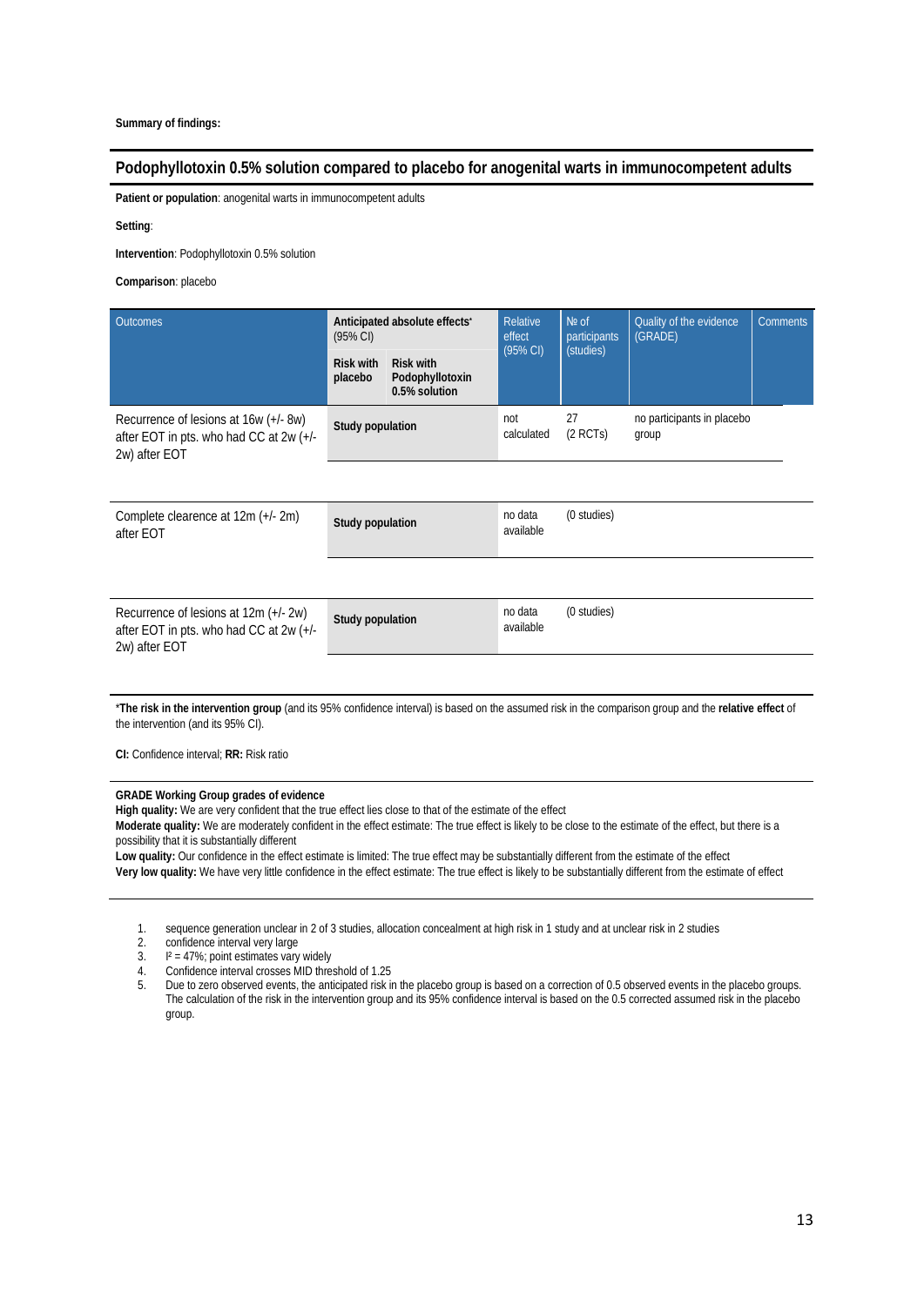**Summary of findings:**

## Podophyllotoxin 0.5% solution compared to placebo for anogenital warts in immunocompetent adults

**Patient or population**: anogenital warts in immunocompetent adults

**Setting**:

**Intervention**: Podophyllotoxin 0.5% solution

**Comparison**: placebo

| Outcomes | Anticipated absolute effects* (95% CI) | | Relative effect (95% CI) | № of participants (studies) | Quality of the evidence (GRADE) | Comments |
|---|---|---|---|---|---|---|
| | **Risk with placebo** | **Risk with Podophyllotoxin 0.5% solution** | | | | |
| Recurrence of lesions at 16w (+/- 8w) after EOT in pts. who had CC at 2w (+/- 2w) after EOT | **Study population** | | not calculated | 27 (2 RCTs) | no participants in placebo group | |
| Complete clearence at 12m (+/- 2m) after EOT | **Study population** | | no data available | (0 studies) | | |
| Recurrence of lesions at 12m (+/- 2w) after EOT in pts. who had CC at 2w (+/- 2w) after EOT | **Study population** | | no data available | (0 studies) | | |

\***The risk in the intervention group** (and its 95% confidence interval) is based on the assumed risk in the comparison group and the **relative effect** of the intervention (and its 95% CI).

**CI:** Confidence interval; **RR:** Risk ratio

**GRADE Working Group grades of evidence**
**High quality:** We are very confident that the true effect lies close to that of the estimate of the effect
**Moderate quality:** We are moderately confident in the effect estimate: The true effect is likely to be close to the estimate of the effect, but there is a possibility that it is substantially different
**Low quality:** Our confidence in the effect estimate is limited: The true effect may be substantially different from the estimate of the effect
**Very low quality:** We have very little confidence in the effect estimate: The true effect is likely to be substantially different from the estimate of effect

1. sequence generation unclear in 2 of 3 studies, allocation concealment at high risk in 1 study and at unclear risk in 2 studies
2. confidence interval very large
3. $I^2$ = 47%; point estimates vary widely
4. Confidence interval crosses MID threshold of 1.25
5. Due to zero observed events, the anticipated risk in the placebo group is based on a correction of 0.5 observed events in the placebo groups. The calculation of the risk in the intervention group and its 95% confidence interval is based on the 0.5 corrected assumed risk in the placebo group.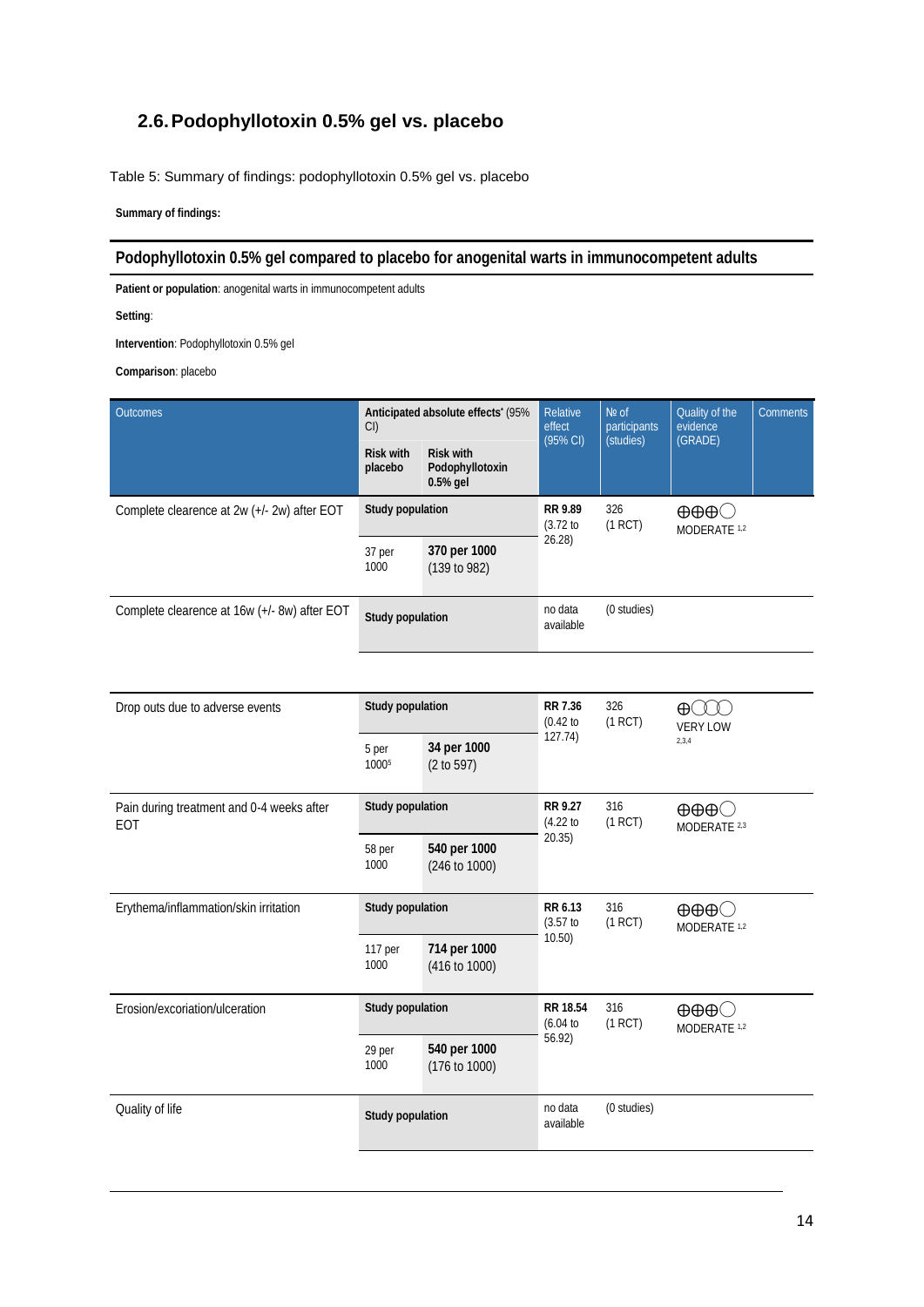## 2.6. Podophyllotoxin 0.5% gel vs. placebo

Table 5: Summary of findings: podophyllotoxin 0.5% gel vs. placebo

**Summary of findings:**

**Podophyllotoxin 0.5% gel compared to placebo for anogenital warts in immunocompetent adults**

**Patient or population**: anogenital warts in immunocompetent adults

**Setting**:

**Intervention**: Podophyllotoxin 0.5% gel

**Comparison**: placebo

| Outcomes | Anticipated absolute effects* (95% CI) | | Relative effect (95% CI) | № of participants (studies) | Quality of the evidence (GRADE) | Comments |
|---|---|---|---|---|---|---|
| | Risk with placebo | Risk with Podophyllotoxin 0.5% gel | | | | |
| Complete clearence at 2w (+/- 2w) after EOT | Study population | | RR 9.89 (3.72 to 26.28) | 326 (1 RCT) | ⊕⊕⊕◯ MODERATE [1,2] | |
| | 37 per 1000 | **370 per 1000** (139 to 982) | | | | |
| Complete clearence at 16w (+/- 8w) after EOT | Study population | | no data available | (0 studies) | | |
| Drop outs due to adverse events | Study population | | RR 7.36 (0.42 to 127.74) | 326 (1 RCT) | ⊕◯◯◯ VERY LOW [2,3,4] | |
| | 5 per 1000[5] | **34 per 1000** (2 to 597) | | | | |
| Pain during treatment and 0-4 weeks after EOT | Study population | | RR 9.27 (4.22 to 20.35) | 316 (1 RCT) | ⊕⊕⊕◯ MODERATE [2,3] | |
| | 58 per 1000 | **540 per 1000** (246 to 1000) | | | | |
| Erythema/inflammation/skin irritation | Study population | | RR 6.13 (3.57 to 10.50) | 316 (1 RCT) | ⊕⊕⊕◯ MODERATE [1,2] | |
| | 117 per 1000 | **714 per 1000** (416 to 1000) | | | | |
| Erosion/excoriation/ulceration | Study population | | RR 18.54 (6.04 to 56.92) | 316 (1 RCT) | ⊕⊕⊕◯ MODERATE [1,2] | |
| | 29 per 1000 | **540 per 1000** (176 to 1000) | | | | |
| Quality of life | Study population | | no data available | (0 studies) | | |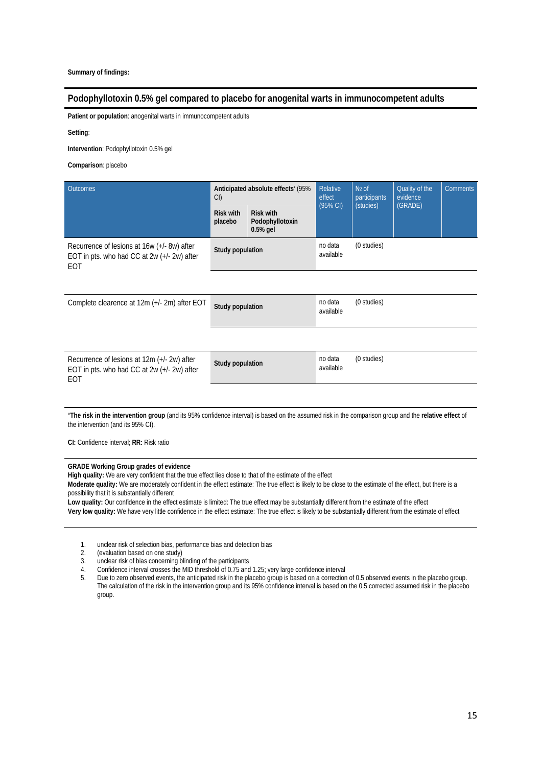**Summary of findings:**

## Podophyllotoxin 0.5% gel compared to placebo for anogenital warts in immunocompetent adults

**Patient or population**: anogenital warts in immunocompetent adults

**Setting**:

**Intervention**: Podophyllotoxin 0.5% gel

**Comparison**: placebo

| Outcomes | Anticipated absolute effects* (95% CI) | | Relative effect (95% CI) | № of participants (studies) | Quality of the evidence (GRADE) | Comments |
|---|---|---|---|---|---|---|
| | **Risk with placebo** | **Risk with Podophyllotoxin 0.5% gel** | | | | |
| Recurrence of lesions at 16w (+/- 8w) after EOT in pts. who had CC at 2w (+/- 2w) after EOT | **Study population** | | no data available | (0 studies) | | |
| Complete clearence at 12m (+/- 2m) after EOT | **Study population** | | no data available | (0 studies) | | |
| Recurrence of lesions at 12m (+/- 2w) after EOT in pts. who had CC at 2w (+/- 2w) after EOT | **Study population** | | no data available | (0 studies) | | |

*__The risk in the intervention group__ (and its 95% confidence interval) is based on the assumed risk in the comparison group and the **relative effect** of the intervention (and its 95% CI).

**CI:** Confidence interval; **RR:** Risk ratio

**GRADE Working Group grades of evidence**
**High quality:** We are very confident that the true effect lies close to that of the estimate of the effect
**Moderate quality:** We are moderately confident in the effect estimate: The true effect is likely to be close to the estimate of the effect, but there is a possibility that it is substantially different
**Low quality:** Our confidence in the effect estimate is limited: The true effect may be substantially different from the estimate of the effect
**Very low quality:** We have very little confidence in the effect estimate: The true effect is likely to be substantially different from the estimate of effect

1. unclear risk of selection bias, performance bias and detection bias
2. (evaluation based on one study)
3. unclear risk of bias concerning blinding of the participants
4. Confidence interval crosses the MID threshold of 0.75 and 1.25; very large confidence interval
5. Due to zero observed events, the anticipated risk in the placebo group is based on a correction of 0.5 observed events in the placebo group. The calculation of the risk in the intervention group and its 95% confidence interval is based on the 0.5 corrected assumed risk in the placebo group.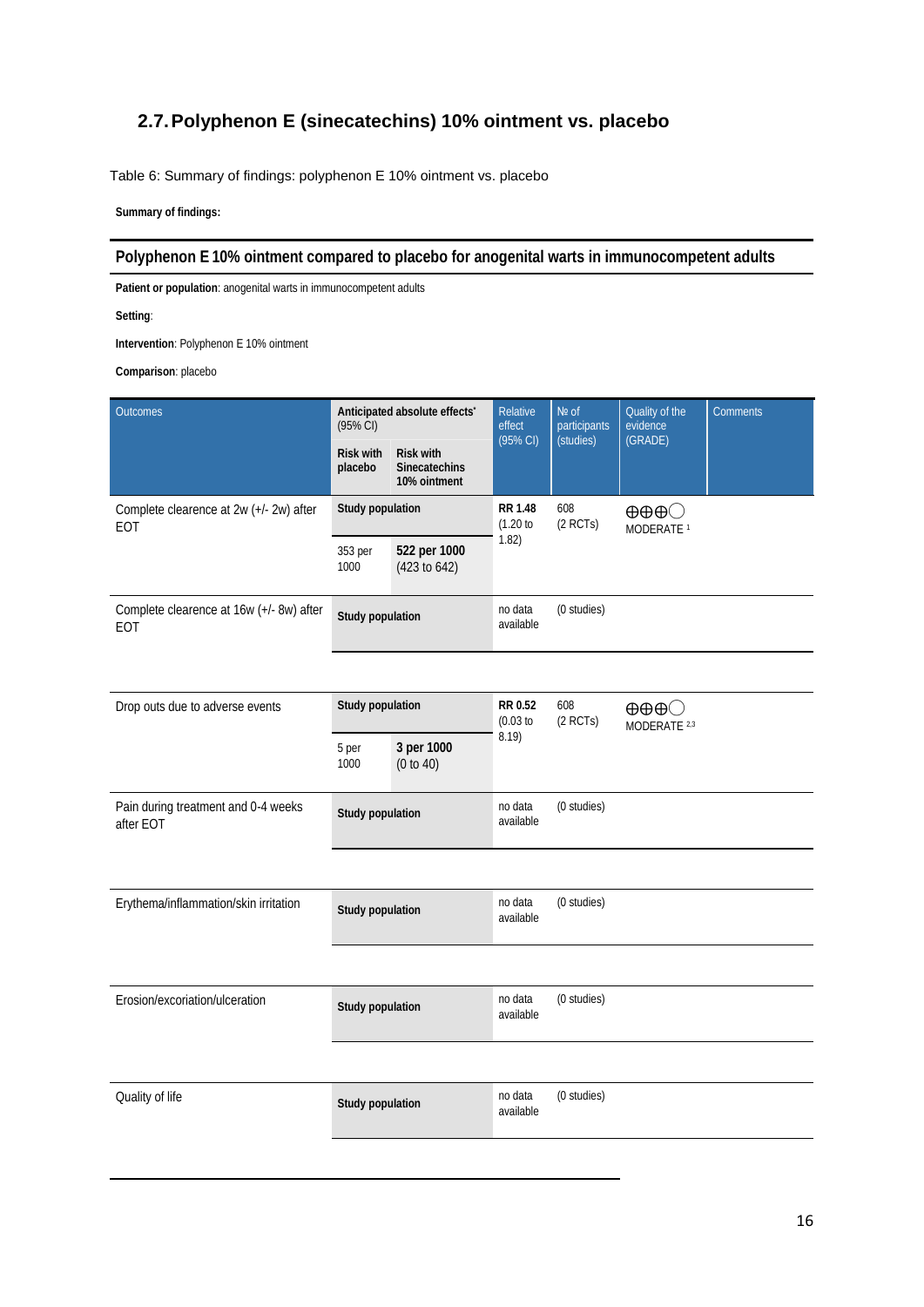## 2.7. Polyphenon E (sinecatechins) 10% ointment vs. placebo

Table 6: Summary of findings: polyphenon E 10% ointment vs. placebo

**Summary of findings:**

**Polyphenon E 10% ointment compared to placebo for anogenital warts in immunocompetent adults**

**Patient or population**: anogenital warts in immunocompetent adults

**Setting**:

**Intervention**: Polyphenon E 10% ointment

**Comparison**: placebo

| Outcomes | Anticipated absolute effects* (95% CI) | | Relative effect (95% CI) | № of participants (studies) | Quality of the evidence (GRADE) | Comments |
|---|---|---|---|---|---|---|
| | **Risk with placebo** | **Risk with Sinecatechins 10% ointment** | | | | |
| Complete clearence at 2w (+/- 2w) after EOT | **Study population** | | **RR 1.48** (1.20 to 1.82) | 608 (2 RCTs) | ⊕⊕⊕◯ MODERATE [1] | |
| | 353 per 1000 | **522 per 1000** (423 to 642) | | | | |
| Complete clearence at 16w (+/- 8w) after EOT | **Study population** | | no data available | (0 studies) | | |
| Drop outs due to adverse events | **Study population** | | **RR 0.52** (0.03 to 8.19) | 608 (2 RCTs) | ⊕⊕⊕◯ MODERATE [2,3] | |
| | 5 per 1000 | **3 per 1000** (0 to 40) | | | | |
| Pain during treatment and 0-4 weeks after EOT | **Study population** | | no data available | (0 studies) | | |
| Erythema/inflammation/skin irritation | **Study population** | | no data available | (0 studies) | | |
| Erosion/excoriation/ulceration | **Study population** | | no data available | (0 studies) | | |
| Quality of life | **Study population** | | no data available | (0 studies) | | |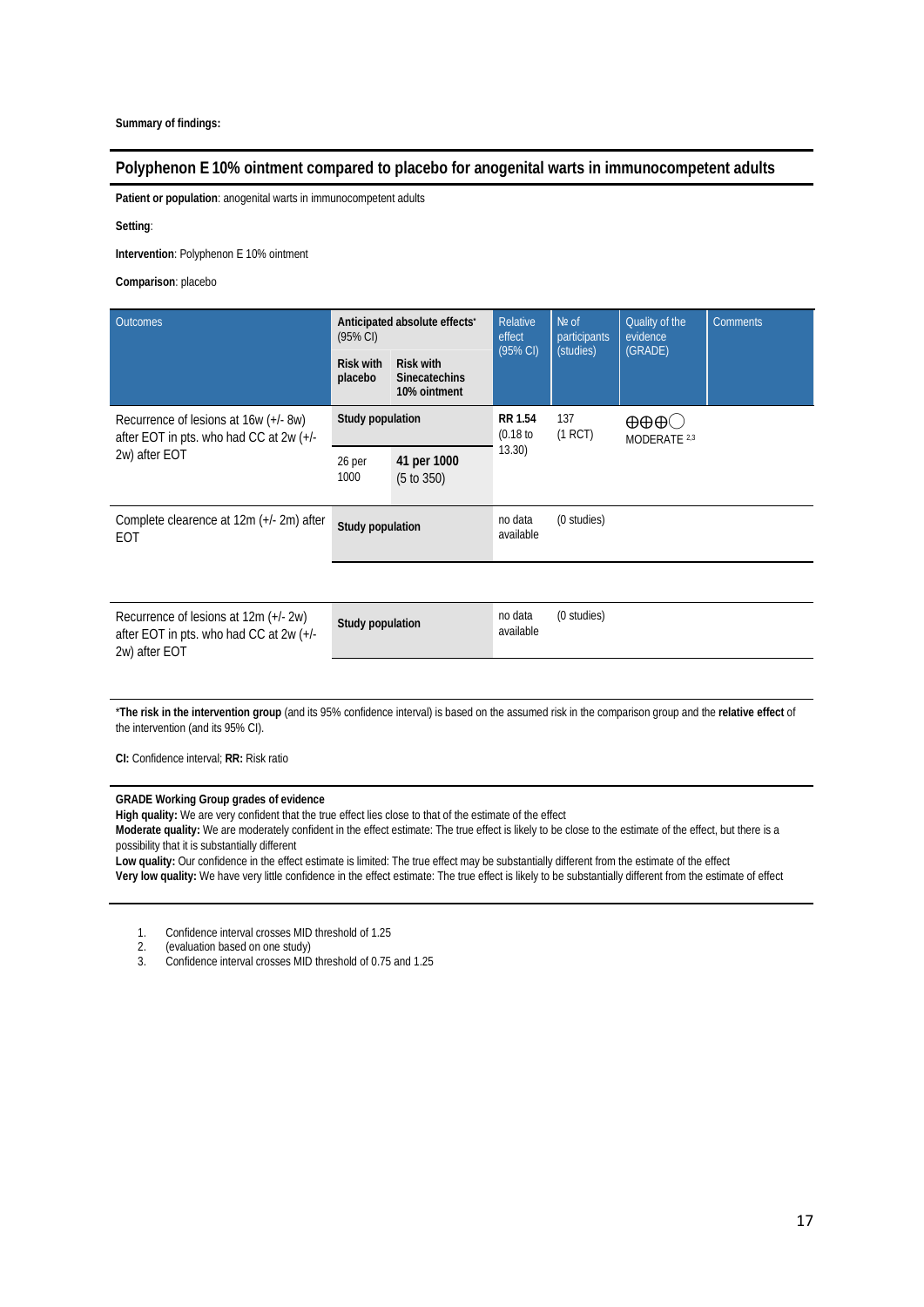**Summary of findings:**

## Polyphenon E 10% ointment compared to placebo for anogenital warts in immunocompetent adults

**Patient or population**: anogenital warts in immunocompetent adults

**Setting**:

**Intervention**: Polyphenon E 10% ointment

**Comparison**: placebo

| Outcomes | Anticipated absolute effects* (95% CI) | | Relative effect (95% CI) | № of participants (studies) | Quality of the evidence (GRADE) | Comments |
|---|---|---|---|---|---|---|
| | **Risk with placebo** | **Risk with Sinecatechins 10% ointment** | | | | |
| Recurrence of lesions at 16w (+/- 8w) after EOT in pts. who had CC at 2w (+/- 2w) after EOT | **Study population** | | **RR 1.54** (0.18 to 13.30) | 137 (1 RCT) | ⊕⊕⊕◯ MODERATE [2,3] | |
| | 26 per 1000 | **41 per 1000** (5 to 350) | | | | |
| Complete clearence at 12m (+/- 2m) after EOT | **Study population** | | no data available | (0 studies) | | |
| Recurrence of lesions at 12m (+/- 2w) after EOT in pts. who had CC at 2w (+/- 2w) after EOT | **Study population** | | no data available | (0 studies) | | |

***The risk in the intervention group** (and its 95% confidence interval) is based on the assumed risk in the comparison group and the **relative effect** of the intervention (and its 95% CI).

**CI:** Confidence interval; **RR:** Risk ratio

**GRADE Working Group grades of evidence**
**High quality:** We are very confident that the true effect lies close to that of the estimate of the effect
**Moderate quality:** We are moderately confident in the effect estimate: The true effect is likely to be close to the estimate of the effect, but there is a possibility that it is substantially different
**Low quality:** Our confidence in the effect estimate is limited: The true effect may be substantially different from the estimate of the effect
**Very low quality:** We have very little confidence in the effect estimate: The true effect is likely to be substantially different from the estimate of effect

1. Confidence interval crosses MID threshold of 1.25
2. (evaluation based on one study)
3. Confidence interval crosses MID threshold of 0.75 and 1.25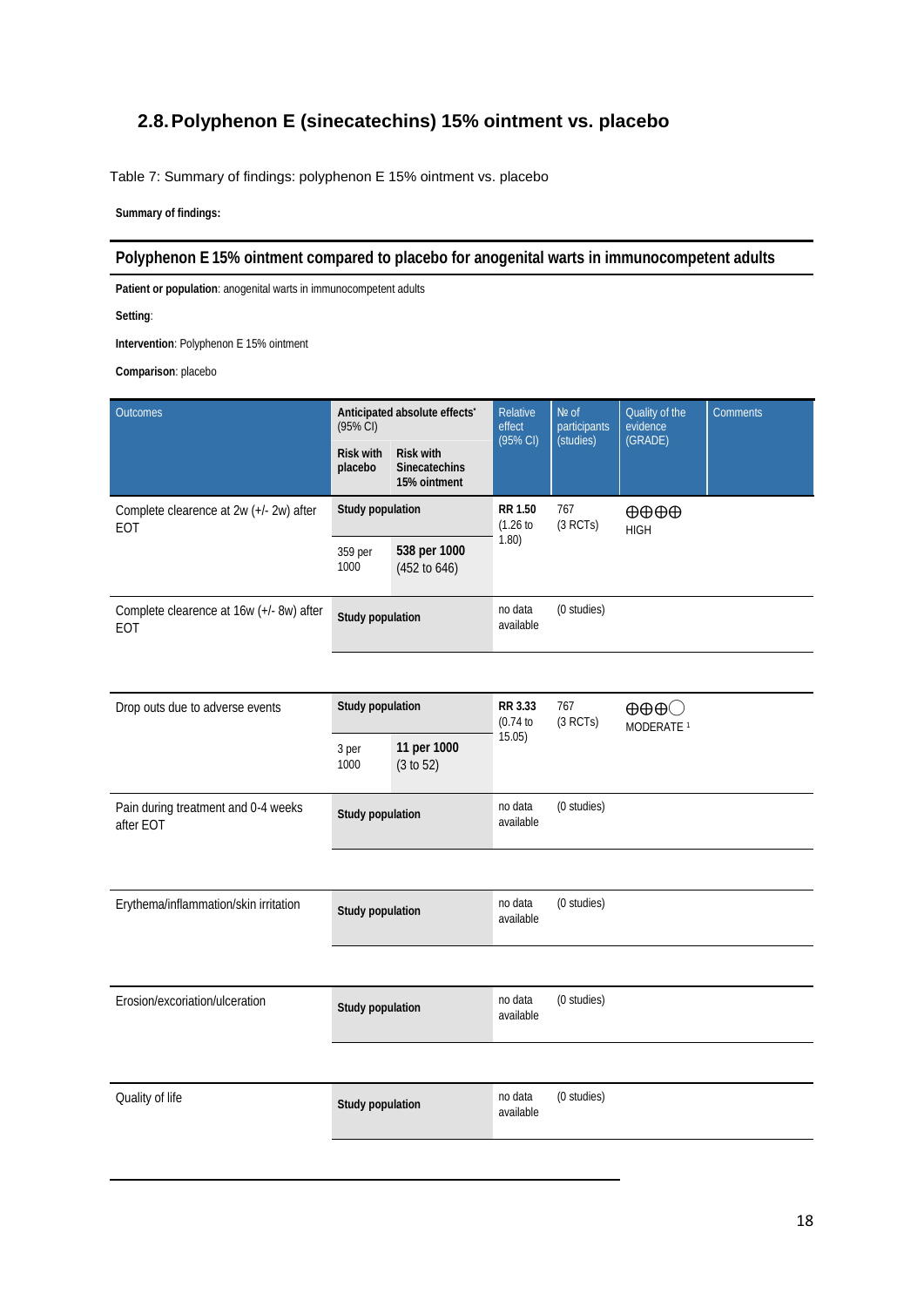## 2.8. Polyphenon E (sinecatechins) 15% ointment vs. placebo

Table 7: Summary of findings: polyphenon E 15% ointment vs. placebo

**Summary of findings:**

**Polyphenon E 15% ointment compared to placebo for anogenital warts in immunocompetent adults**

**Patient or population**: anogenital warts in immunocompetent adults

**Setting**:

**Intervention**: Polyphenon E 15% ointment

**Comparison**: placebo

| Outcomes | Anticipated absolute effects* (95% CI) | | Relative effect (95% CI) | № of participants (studies) | Quality of the evidence (GRADE) | Comments |
|---|---|---|---|---|---|---|
| | **Risk with placebo** | **Risk with Sinecatechins 15% ointment** | | | | |
| Complete clearence at 2w (+/- 2w) after EOT | **Study population** | | **RR 1.50** (1.26 to 1.80) | 767 (3 RCTs) | ⊕⊕⊕⊕ HIGH | |
| | 359 per 1000 | **538 per 1000** (452 to 646) | | | | |
| Complete clearence at 16w (+/- 8w) after EOT | **Study population** | | no data available | (0 studies) | | |
| Drop outs due to adverse events | **Study population** | | **RR 3.33** (0.74 to 15.05) | 767 (3 RCTs) | ⊕⊕⊕◯ MODERATE [1] | |
| | 3 per 1000 | **11 per 1000** (3 to 52) | | | | |
| Pain during treatment and 0-4 weeks after EOT | **Study population** | | no data available | (0 studies) | | |
| Erythema/inflammation/skin irritation | **Study population** | | no data available | (0 studies) | | |
| Erosion/excoriation/ulceration | **Study population** | | no data available | (0 studies) | | |
| Quality of life | **Study population** | | no data available | (0 studies) | | |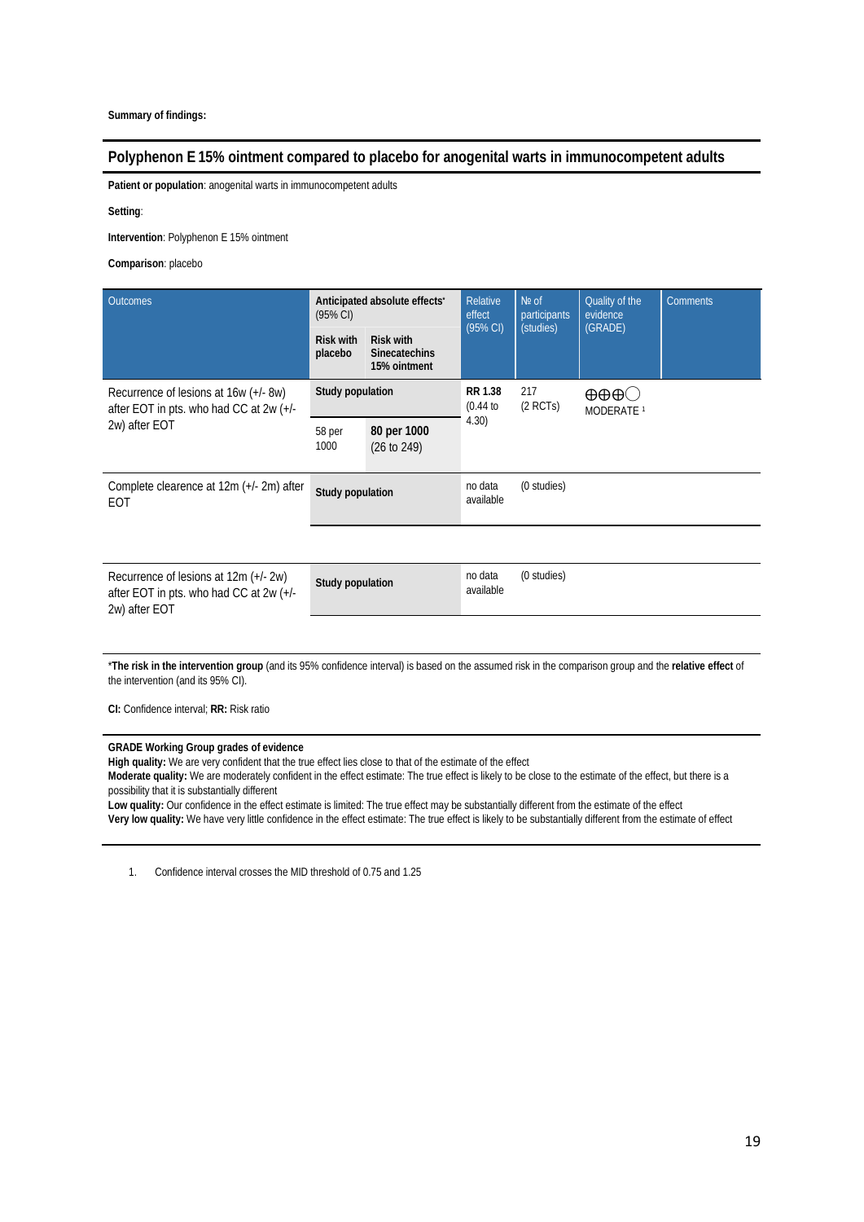**Summary of findings:**

## Polyphenon E 15% ointment compared to placebo for anogenital warts in immunocompetent adults

**Patient or population**: anogenital warts in immunocompetent adults

**Setting**:

**Intervention**: Polyphenon E 15% ointment

**Comparison**: placebo

| Outcomes | Anticipated absolute effects* (95% CI) | | Relative effect (95% CI) | № of participants (studies) | Quality of the evidence (GRADE) | Comments |
|---|---|---|---|---|---|---|
| | Risk with placebo | Risk with Sinecatechins 15% ointment | | | | |
| Recurrence of lesions at 16w (+/- 8w) after EOT in pts. who had CC at 2w (+/- 2w) after EOT | **Study population** | | **RR 1.38** (0.44 to 4.30) | 217 (2 RCTs) | ⊕⊕⊕◯ MODERATE [1] | |
| | 58 per 1000 | **80 per 1000** (26 to 249) | | | | |
| Complete clearence at 12m (+/- 2m) after EOT | **Study population** | | no data available | (0 studies) | | |
| Recurrence of lesions at 12m (+/- 2w) after EOT in pts. who had CC at 2w (+/- 2w) after EOT | **Study population** | | no data available | (0 studies) | | |

***The risk in the intervention group** (and its 95% confidence interval) is based on the assumed risk in the comparison group and the **relative effect** of the intervention (and its 95% CI).

**CI:** Confidence interval; **RR:** Risk ratio

**GRADE Working Group grades of evidence**
**High quality:** We are very confident that the true effect lies close to that of the estimate of the effect
**Moderate quality:** We are moderately confident in the effect estimate: The true effect is likely to be close to the estimate of the effect, but there is a possibility that it is substantially different
**Low quality:** Our confidence in the effect estimate is limited: The true effect may be substantially different from the estimate of the effect
**Very low quality:** We have very little confidence in the effect estimate: The true effect is likely to be substantially different from the estimate of effect

1. Confidence interval crosses the MID threshold of 0.75 and 1.25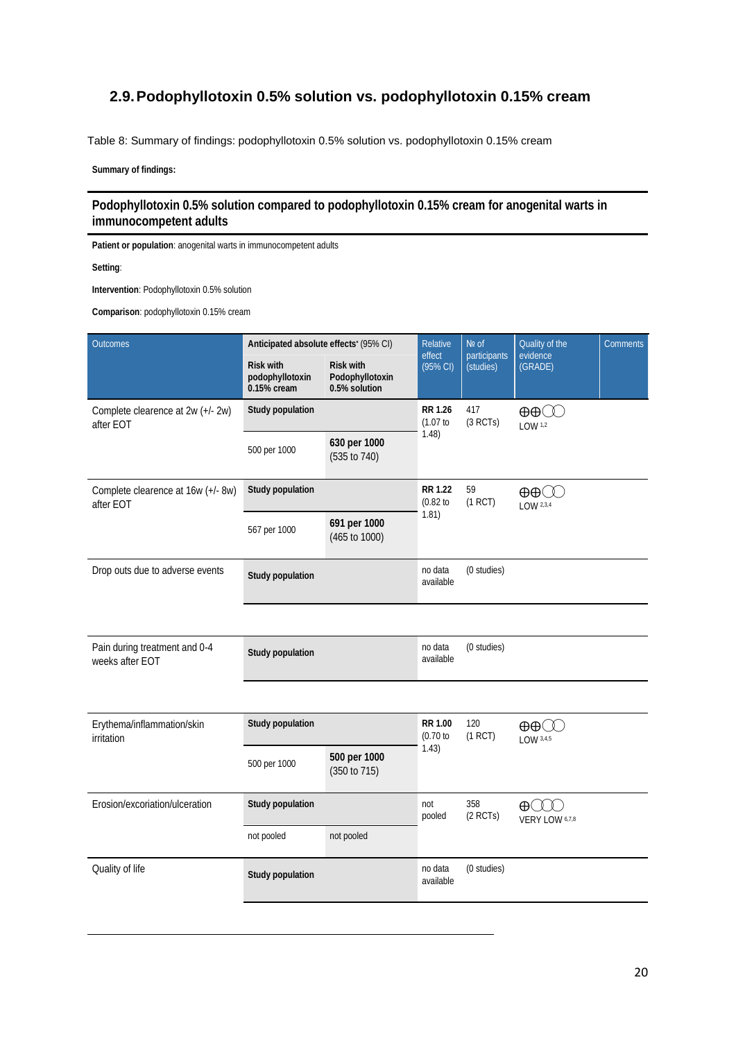## 2.9. Podophyllotoxin 0.5% solution vs. podophyllotoxin 0.15% cream

Table 8: Summary of findings: podophyllotoxin 0.5% solution vs. podophyllotoxin 0.15% cream

**Summary of findings:**

**Podophyllotoxin 0.5% solution compared to podophyllotoxin 0.15% cream for anogenital warts in immunocompetent adults**

**Patient or population**: anogenital warts in immunocompetent adults

**Setting**:

**Intervention**: Podophyllotoxin 0.5% solution

**Comparison**: podophyllotoxin 0.15% cream

| Outcomes | Anticipated absolute effects* (95% CI) | | Relative effect (95% CI) | № of participants (studies) | Quality of the evidence (GRADE) | Comments |
|---|---|---|---|---|---|---|
| | **Risk with podophyllotoxin 0.15% cream** | **Risk with Podophyllotoxin 0.5% solution** | | | | |
| Complete clearence at 2w (+/- 2w) after EOT | **Study population** | | **RR 1.26** (1.07 to 1.48) | 417 (3 RCTs) | ⊕⊕◯◯ LOW [1,2] | |
| | 500 per 1000 | **630 per 1000** (535 to 740) | | | | |
| Complete clearence at 16w (+/- 8w) after EOT | **Study population** | | **RR 1.22** (0.82 to 1.81) | 59 (1 RCT) | ⊕⊕◯◯ LOW [2,3,4] | |
| | 567 per 1000 | **691 per 1000** (465 to 1000) | | | | |
| Drop outs due to adverse events | **Study population** | | no data available | (0 studies) | | |
| Pain during treatment and 0-4 weeks after EOT | **Study population** | | no data available | (0 studies) | | |
| Erythema/inflammation/skin irritation | **Study population** | | **RR 1.00** (0.70 to 1.43) | 120 (1 RCT) | ⊕⊕◯◯ LOW [3,4,5] | |
| | 500 per 1000 | **500 per 1000** (350 to 715) | | | | |
| Erosion/excoriation/ulceration | **Study population** | | not pooled | 358 (2 RCTs) | ⊕◯◯◯ VERY LOW [6,7,8] | |
| | not pooled | not pooled | | | | |
| Quality of life | **Study population** | | no data available | (0 studies) | | |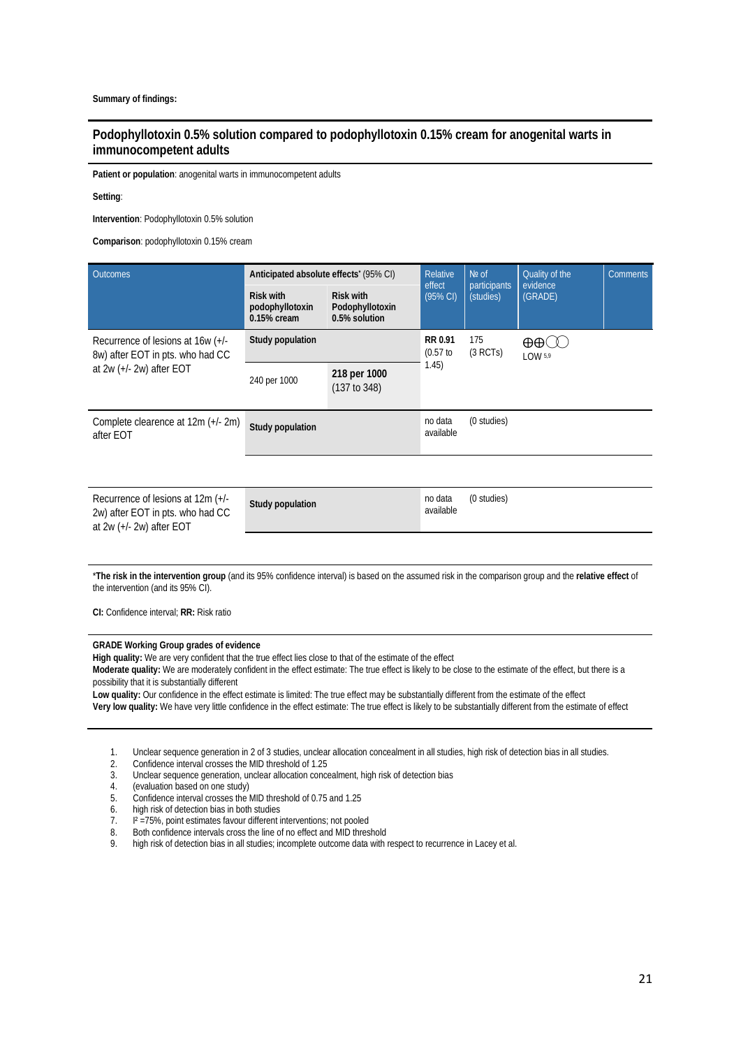**Summary of findings:**

## Podophyllotoxin 0.5% solution compared to podophyllotoxin 0.15% cream for anogenital warts in immunocompetent adults

**Patient or population**: anogenital warts in immunocompetent adults

**Setting**:

**Intervention**: Podophyllotoxin 0.5% solution

**Comparison**: podophyllotoxin 0.15% cream

| Outcomes | Anticipated absolute effects* (95% CI) | | Relative effect (95% CI) | № of participants (studies) | Quality of the evidence (GRADE) | Comments |
|---|---|---|---|---|---|---|
| | **Risk with podophyllotoxin 0.15% cream** | **Risk with Podophyllotoxin 0.5% solution** | | | | |
| Recurrence of lesions at 16w (+/- 8w) after EOT in pts. who had CC at 2w (+/- 2w) after EOT | **Study population** | | **RR 0.91** (0.57 to 1.45) | 175 (3 RCTs) | ⊕⊕◯◯ LOW [5,9] | |
| | 240 per 1000 | **218 per 1000** (137 to 348) | | | | |
| Complete clearence at 12m (+/- 2m) after EOT | **Study population** | | no data available | (0 studies) | | |
| Recurrence of lesions at 12m (+/- 2w) after EOT in pts. who had CC at 2w (+/- 2w) after EOT | **Study population** | | no data available | (0 studies) | | |

\***The risk in the intervention group** (and its 95% confidence interval) is based on the assumed risk in the comparison group and the **relative effect** of the intervention (and its 95% CI).

**CI:** Confidence interval; **RR:** Risk ratio

**GRADE Working Group grades of evidence**
**High quality:** We are very confident that the true effect lies close to that of the estimate of the effect
**Moderate quality:** We are moderately confident in the effect estimate: The true effect is likely to be close to the estimate of the effect, but there is a possibility that it is substantially different
**Low quality:** Our confidence in the effect estimate is limited: The true effect may be substantially different from the estimate of the effect
**Very low quality:** We have very little confidence in the effect estimate: The true effect is likely to be substantially different from the estimate of effect

1. Unclear sequence generation in 2 of 3 studies, unclear allocation concealment in all studies, high risk of detection bias in all studies.
2. Confidence interval crosses the MID threshold of 1.25
3. Unclear sequence generation, unclear allocation concealment, high risk of detection bias
4. (evaluation based on one study)
5. Confidence interval crosses the MID threshold of 0.75 and 1.25
6. high risk of detection bias in both studies
7. $I^2$ =75%, point estimates favour different interventions; not pooled
8. Both confidence intervals cross the line of no effect and MID threshold
9. high risk of detection bias in all studies; incomplete outcome data with respect to recurrence in Lacey et al.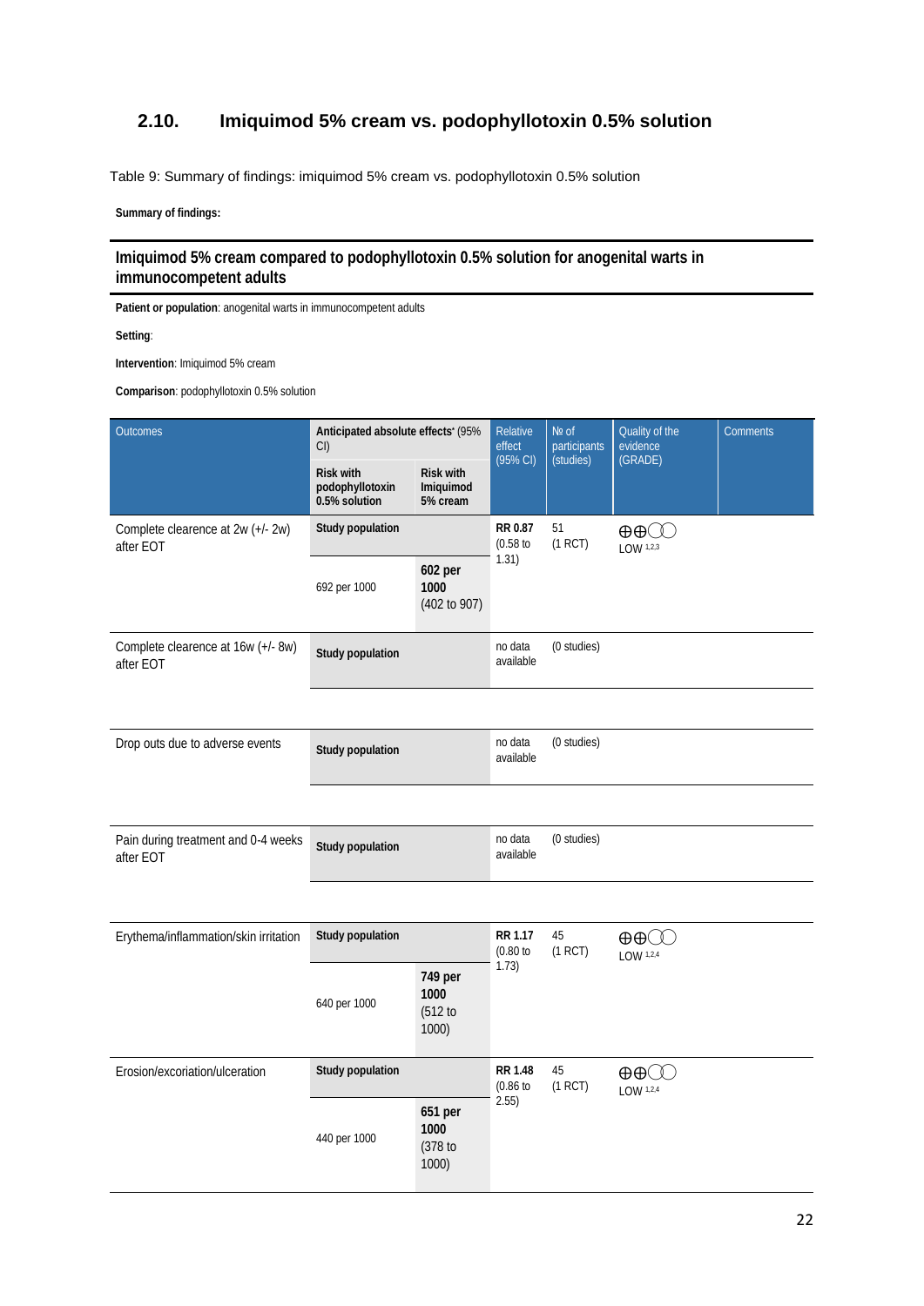## 2.10. Imiquimod 5% cream vs. podophyllotoxin 0.5% solution

Table 9: Summary of findings: imiquimod 5% cream vs. podophyllotoxin 0.5% solution

**Summary of findings:**

**Imiquimod 5% cream compared to podophyllotoxin 0.5% solution for anogenital warts in immunocompetent adults**

**Patient or population**: anogenital warts in immunocompetent adults

**Setting**:

**Intervention**: Imiquimod 5% cream

**Comparison**: podophyllotoxin 0.5% solution

| Outcomes | Anticipated absolute effects* (95% CI) | | Relative effect (95% CI) | № of participants (studies) | Quality of the evidence (GRADE) | Comments |
|---|---|---|---|---|---|---|
| | Risk with podophyllotoxin 0.5% solution | Risk with Imiquimod 5% cream | | | | |
| Complete clearence at 2w (+/- 2w) after EOT | Study population | | **RR 0.87** (0.58 to 1.31) | 51 (1 RCT) | ⊕⊕◯◯ LOW [1,2,3] | |
| | 692 per 1000 | **602 per 1000** (402 to 907) | | | | |
| Complete clearence at 16w (+/- 8w) after EOT | Study population | | no data available | (0 studies) | | |
| Drop outs due to adverse events | Study population | | no data available | (0 studies) | | |
| Pain during treatment and 0-4 weeks after EOT | Study population | | no data available | (0 studies) | | |
| Erythema/inflammation/skin irritation | Study population | | **RR 1.17** (0.80 to 1.73) | 45 (1 RCT) | ⊕⊕◯◯ LOW [1,2,4] | |
| | 640 per 1000 | **749 per 1000** (512 to 1000) | | | | |
| Erosion/excoriation/ulceration | Study population | | **RR 1.48** (0.86 to 2.55) | 45 (1 RCT) | ⊕⊕◯◯ LOW [1,2,4] | |
| | 440 per 1000 | **651 per 1000** (378 to 1000) | | | | |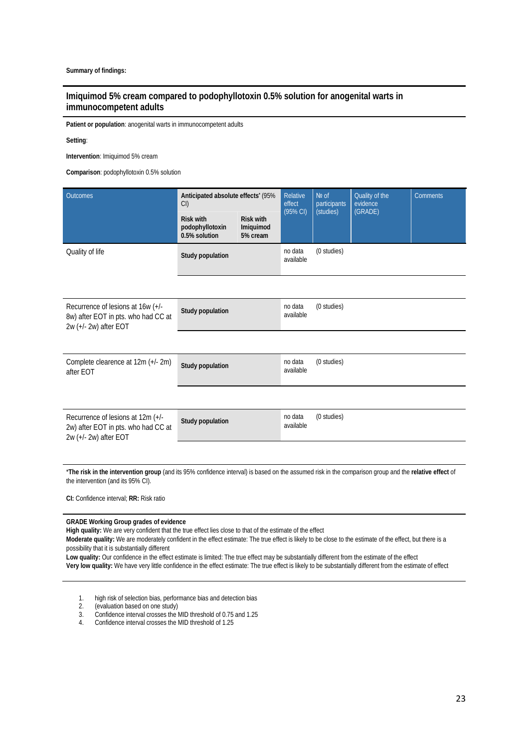**Summary of findings:**

## Imiquimod 5% cream compared to podophyllotoxin 0.5% solution for anogenital warts in immunocompetent adults

**Patient or population**: anogenital warts in immunocompetent adults

**Setting**:

**Intervention**: Imiquimod 5% cream

**Comparison**: podophyllotoxin 0.5% solution

| Outcomes | Anticipated absolute effects* (95% CI) | | Relative effect (95% CI) | № of participants (studies) | Quality of the evidence (GRADE) | Comments |
|---|---|---|---|---|---|---|
| | **Risk with podophyllotoxin 0.5% solution** | **Risk with Imiquimod 5% cream** | | | | |
| Quality of life | **Study population** | | no data available | (0 studies) | | |
| Recurrence of lesions at 16w (+/- 8w) after EOT in pts. who had CC at 2w (+/- 2w) after EOT | **Study population** | | no data available | (0 studies) | | |
| Complete clearence at 12m (+/- 2m) after EOT | **Study population** | | no data available | (0 studies) | | |
| Recurrence of lesions at 12m (+/- 2w) after EOT in pts. who had CC at 2w (+/- 2w) after EOT | **Study population** | | no data available | (0 studies) | | |

***The risk in the intervention group** (and its 95% confidence interval) is based on the assumed risk in the comparison group and the **relative effect** of the intervention (and its 95% CI).

**CI:** Confidence interval; **RR:** Risk ratio

**GRADE Working Group grades of evidence**
**High quality:** We are very confident that the true effect lies close to that of the estimate of the effect
**Moderate quality:** We are moderately confident in the effect estimate: The true effect is likely to be close to the estimate of the effect, but there is a possibility that it is substantially different
**Low quality:** Our confidence in the effect estimate is limited: The true effect may be substantially different from the estimate of the effect
**Very low quality:** We have very little confidence in the effect estimate: The true effect is likely to be substantially different from the estimate of effect

1. high risk of selection bias, performance bias and detection bias
2. (evaluation based on one study)
3. Confidence interval crosses the MID threshold of 0.75 and 1.25
4. Confidence interval crosses the MID threshold of 1.25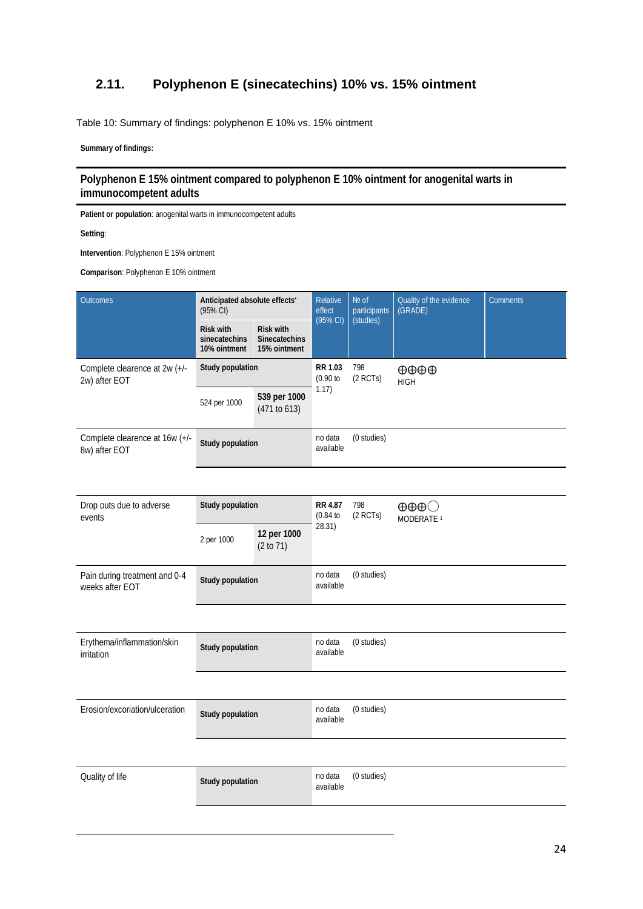## 2.11. Polyphenon E (sinecatechins) 10% vs. 15% ointment

Table 10: Summary of findings: polyphenon E 10% vs. 15% ointment

**Summary of findings:**

**Polyphenon E 15% ointment compared to polyphenon E 10% ointment for anogenital warts in immunocompetent adults**

**Patient or population**: anogenital warts in immunocompetent adults

**Setting**:

**Intervention**: Polyphenon E 15% ointment

**Comparison**: Polyphenon E 10% ointment

| Outcomes | Anticipated absolute effects* (95% CI) | | Relative effect (95% CI) | № of participants (studies) | Quality of the evidence (GRADE) | Comments |
|---|---|---|---|---|---|---|
| | **Risk with sinecatechins 10% ointment** | **Risk with Sinecatechins 15% ointment** | | | | |
| Complete clearence at 2w (+/- 2w) after EOT | **Study population** | | **RR 1.03** (0.90 to 1.17) | 798 (2 RCTs) | ⊕⊕⊕⊕ HIGH | |
| | 524 per 1000 | **539 per 1000** (471 to 613) | | | | |
| Complete clearence at 16w (+/- 8w) after EOT | **Study population** | | no data available | (0 studies) | | |
| Drop outs due to adverse events | **Study population** | | **RR 4.87** (0.84 to 28.31) | 798 (2 RCTs) | ⊕⊕⊕◯ MODERATE [1] | |
| | 2 per 1000 | **12 per 1000** (2 to 71) | | | | |
| Pain during treatment and 0-4 weeks after EOT | **Study population** | | no data available | (0 studies) | | |
| Erythema/inflammation/skin irritation | **Study population** | | no data available | (0 studies) | | |
| Erosion/excoriation/ulceration | **Study population** | | no data available | (0 studies) | | |
| Quality of life | **Study population** | | no data available | (0 studies) | | |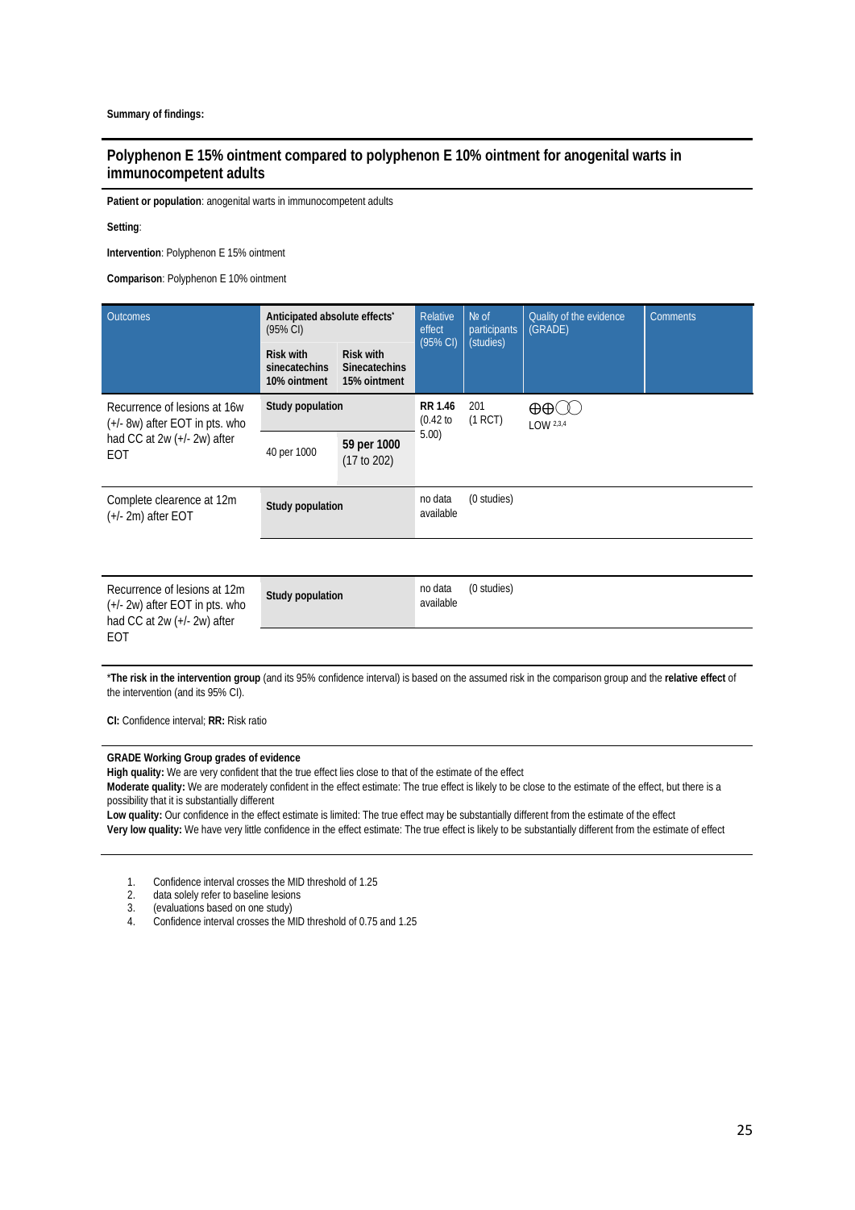**Summary of findings:**

## Polyphenon E 15% ointment compared to polyphenon E 10% ointment for anogenital warts in immunocompetent adults

**Patient or population**: anogenital warts in immunocompetent adults

**Setting**:

**Intervention**: Polyphenon E 15% ointment

**Comparison**: Polyphenon E 10% ointment

| Outcomes | Anticipated absolute effects* (95% CI) | | Relative effect (95% CI) | № of participants (studies) | Quality of the evidence (GRADE) | Comments |
|---|---|---|---|---|---|---|
| | **Risk with sinecatechins 10% ointment** | **Risk with Sinecatechins 15% ointment** | | | | |
| Recurrence of lesions at 16w (+/- 8w) after EOT in pts. who had CC at 2w (+/- 2w) after EOT | **Study population** | | **RR 1.46** (0.42 to 5.00) | 201 (1 RCT) | ⊕⊕◯◯ LOW [2,3,4] | |
| | 40 per 1000 | **59 per 1000** (17 to 202) | | | | |
| Complete clearence at 12m (+/- 2m) after EOT | **Study population** | | no data available | (0 studies) | | |
| Recurrence of lesions at 12m (+/- 2w) after EOT in pts. who had CC at 2w (+/- 2w) after EOT | **Study population** | | no data available | (0 studies) | | |

***The risk in the intervention group** (and its 95% confidence interval) is based on the assumed risk in the comparison group and the **relative effect** of the intervention (and its 95% CI).

**CI:** Confidence interval; **RR:** Risk ratio

**GRADE Working Group grades of evidence**
**High quality:** We are very confident that the true effect lies close to that of the estimate of the effect
**Moderate quality:** We are moderately confident in the effect estimate: The true effect is likely to be close to the estimate of the effect, but there is a possibility that it is substantially different
**Low quality:** Our confidence in the effect estimate is limited: The true effect may be substantially different from the estimate of the effect
**Very low quality:** We have very little confidence in the effect estimate: The true effect is likely to be substantially different from the estimate of effect

1. Confidence interval crosses the MID threshold of 1.25
2. data solely refer to baseline lesions
3. (evaluations based on one study)
4. Confidence interval crosses the MID threshold of 0.75 and 1.25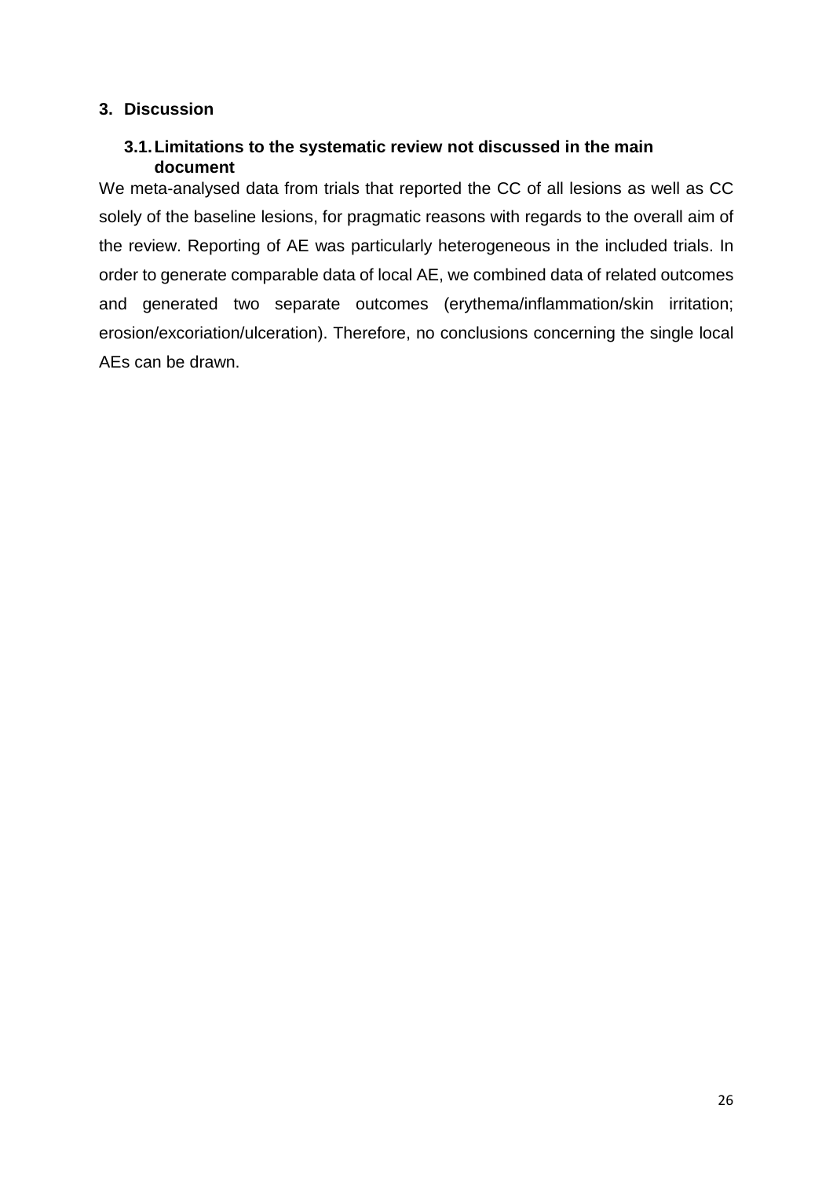## 3. Discussion

### 3.1. Limitations to the systematic review not discussed in the main document

We meta-analysed data from trials that reported the CC of all lesions as well as CC solely of the baseline lesions, for pragmatic reasons with regards to the overall aim of the review. Reporting of AE was particularly heterogeneous in the included trials. In order to generate comparable data of local AE, we combined data of related outcomes and generated two separate outcomes (erythema/inflammation/skin irritation; erosion/excoriation/ulceration). Therefore, no conclusions concerning the single local AEs can be drawn.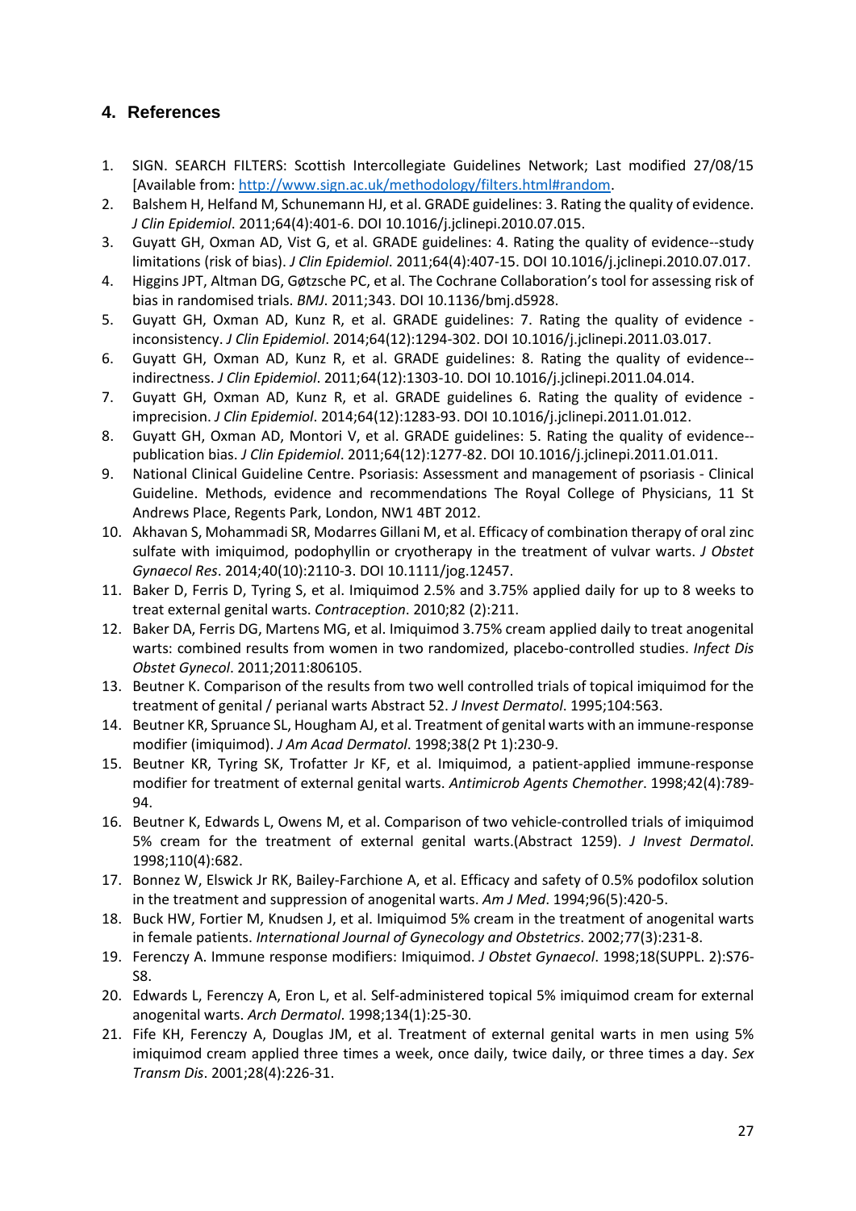## 4. References

1. SIGN. SEARCH FILTERS: Scottish Intercollegiate Guidelines Network; Last modified 27/08/15 [Available from: http://www.sign.ac.uk/methodology/filters.html#random.
2. Balshem H, Helfand M, Schunemann HJ, et al. GRADE guidelines: 3. Rating the quality of evidence. *J Clin Epidemiol*. 2011;64(4):401-6. DOI 10.1016/j.jclinepi.2010.07.015.
3. Guyatt GH, Oxman AD, Vist G, et al. GRADE guidelines: 4. Rating the quality of evidence--study limitations (risk of bias). *J Clin Epidemiol*. 2011;64(4):407-15. DOI 10.1016/j.jclinepi.2010.07.017.
4. Higgins JPT, Altman DG, Gøtzsche PC, et al. The Cochrane Collaboration's tool for assessing risk of bias in randomised trials. *BMJ*. 2011;343. DOI 10.1136/bmj.d5928.
5. Guyatt GH, Oxman AD, Kunz R, et al. GRADE guidelines: 7. Rating the quality of evidence - inconsistency. *J Clin Epidemiol*. 2014;64(12):1294-302. DOI 10.1016/j.jclinepi.2011.03.017.
6. Guyatt GH, Oxman AD, Kunz R, et al. GRADE guidelines: 8. Rating the quality of evidence--indirectness. *J Clin Epidemiol*. 2011;64(12):1303-10. DOI 10.1016/j.jclinepi.2011.04.014.
7. Guyatt GH, Oxman AD, Kunz R, et al. GRADE guidelines 6. Rating the quality of evidence - imprecision. *J Clin Epidemiol*. 2014;64(12):1283-93. DOI 10.1016/j.jclinepi.2011.01.012.
8. Guyatt GH, Oxman AD, Montori V, et al. GRADE guidelines: 5. Rating the quality of evidence--publication bias. *J Clin Epidemiol*. 2011;64(12):1277-82. DOI 10.1016/j.jclinepi.2011.01.011.
9. National Clinical Guideline Centre. Psoriasis: Assessment and management of psoriasis - Clinical Guideline. Methods, evidence and recommendations The Royal College of Physicians, 11 St Andrews Place, Regents Park, London, NW1 4BT 2012.
10. Akhavan S, Mohammadi SR, Modarres Gillani M, et al. Efficacy of combination therapy of oral zinc sulfate with imiquimod, podophyllin or cryotherapy in the treatment of vulvar warts. *J Obstet Gynaecol Res*. 2014;40(10):2110-3. DOI 10.1111/jog.12457.
11. Baker D, Ferris D, Tyring S, et al. Imiquimod 2.5% and 3.75% applied daily for up to 8 weeks to treat external genital warts. *Contraception*. 2010;82 (2):211.
12. Baker DA, Ferris DG, Martens MG, et al. Imiquimod 3.75% cream applied daily to treat anogenital warts: combined results from women in two randomized, placebo-controlled studies. *Infect Dis Obstet Gynecol*. 2011;2011:806105.
13. Beutner K. Comparison of the results from two well controlled trials of topical imiquimod for the treatment of genital / perianal warts Abstract 52. *J Invest Dermatol*. 1995;104:563.
14. Beutner KR, Spruance SL, Hougham AJ, et al. Treatment of genital warts with an immune-response modifier (imiquimod). *J Am Acad Dermatol*. 1998;38(2 Pt 1):230-9.
15. Beutner KR, Tyring SK, Trofatter Jr KF, et al. Imiquimod, a patient-applied immune-response modifier for treatment of external genital warts. *Antimicrob Agents Chemother*. 1998;42(4):789-94.
16. Beutner K, Edwards L, Owens M, et al. Comparison of two vehicle-controlled trials of imiquimod 5% cream for the treatment of external genital warts.(Abstract 1259). *J Invest Dermatol*. 1998;110(4):682.
17. Bonnez W, Elswick Jr RK, Bailey-Farchione A, et al. Efficacy and safety of 0.5% podofilox solution in the treatment and suppression of anogenital warts. *Am J Med*. 1994;96(5):420-5.
18. Buck HW, Fortier M, Knudsen J, et al. Imiquimod 5% cream in the treatment of anogenital warts in female patients. *International Journal of Gynecology and Obstetrics*. 2002;77(3):231-8.
19. Ferenczy A. Immune response modifiers: Imiquimod. *J Obstet Gynaecol*. 1998;18(SUPPL. 2):S76-S8.
20. Edwards L, Ferenczy A, Eron L, et al. Self-administered topical 5% imiquimod cream for external anogenital warts. *Arch Dermatol*. 1998;134(1):25-30.
21. Fife KH, Ferenczy A, Douglas JM, et al. Treatment of external genital warts in men using 5% imiquimod cream applied three times a week, once daily, twice daily, or three times a day. *Sex Transm Dis*. 2001;28(4):226-31.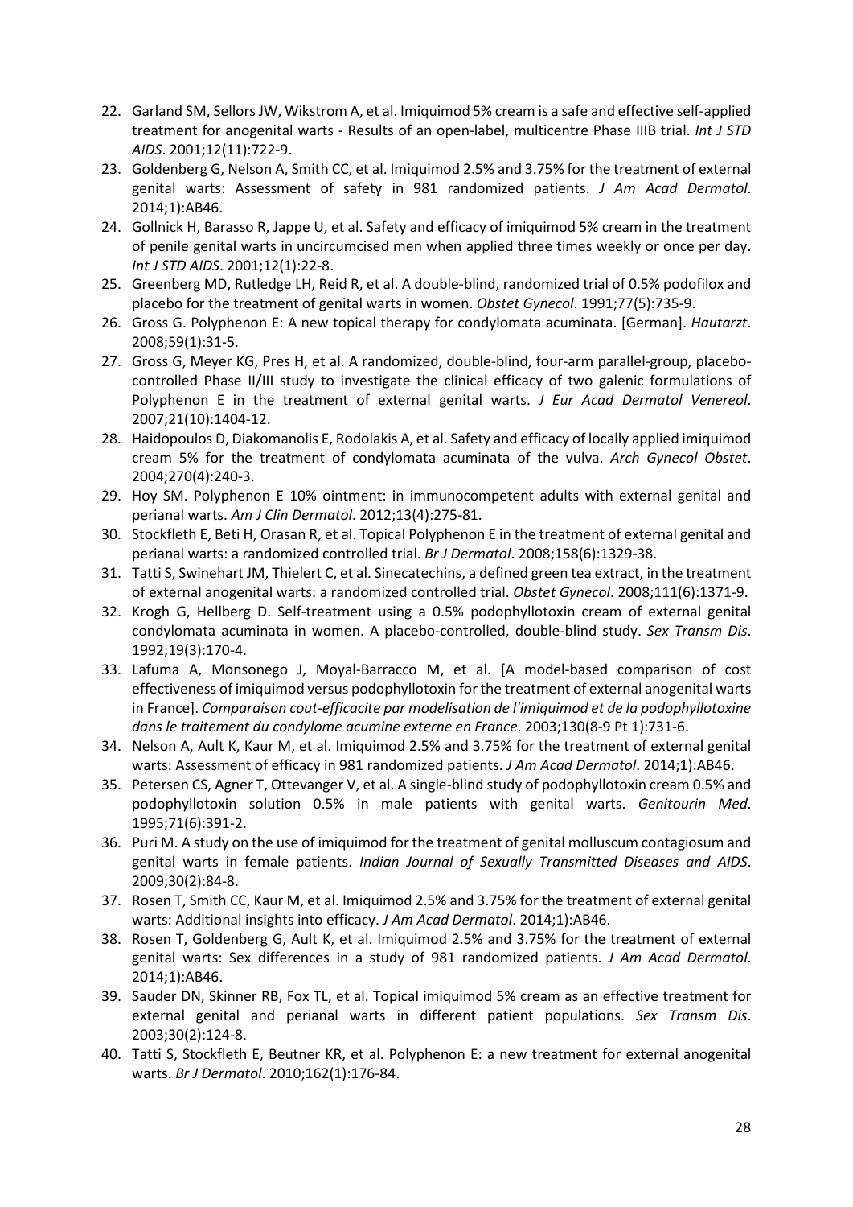22. Garland SM, Sellors JW, Wikstrom A, et al. Imiquimod 5% cream is a safe and effective self-applied treatment for anogenital warts - Results of an open-label, multicentre Phase IIIB trial. *Int J STD AIDS*. 2001;12(11):722-9.
23. Goldenberg G, Nelson A, Smith CC, et al. Imiquimod 2.5% and 3.75% for the treatment of external genital warts: Assessment of safety in 981 randomized patients. *J Am Acad Dermatol*. 2014;1):AB46.
24. Gollnick H, Barasso R, Jappe U, et al. Safety and efficacy of imiquimod 5% cream in the treatment of penile genital warts in uncircumcised men when applied three times weekly or once per day. *Int J STD AIDS*. 2001;12(1):22-8.
25. Greenberg MD, Rutledge LH, Reid R, et al. A double-blind, randomized trial of 0.5% podofilox and placebo for the treatment of genital warts in women. *Obstet Gynecol*. 1991;77(5):735-9.
26. Gross G. Polyphenon E: A new topical therapy for condylomata acuminata. [German]. *Hautarzt*. 2008;59(1):31-5.
27. Gross G, Meyer KG, Pres H, et al. A randomized, double-blind, four-arm parallel-group, placebo-controlled Phase II/III study to investigate the clinical efficacy of two galenic formulations of Polyphenon E in the treatment of external genital warts. *J Eur Acad Dermatol Venereol*. 2007;21(10):1404-12.
28. Haidopoulos D, Diakomanolis E, Rodolakis A, et al. Safety and efficacy of locally applied imiquimod cream 5% for the treatment of condylomata acuminata of the vulva. *Arch Gynecol Obstet*. 2004;270(4):240-3.
29. Hoy SM. Polyphenon E 10% ointment: in immunocompetent adults with external genital and perianal warts. *Am J Clin Dermatol*. 2012;13(4):275-81.
30. Stockfleth E, Beti H, Orasan R, et al. Topical Polyphenon E in the treatment of external genital and perianal warts: a randomized controlled trial. *Br J Dermatol*. 2008;158(6):1329-38.
31. Tatti S, Swinehart JM, Thielert C, et al. Sinecatechins, a defined green tea extract, in the treatment of external anogenital warts: a randomized controlled trial. *Obstet Gynecol*. 2008;111(6):1371-9.
32. Krogh G, Hellberg D. Self-treatment using a 0.5% podophyllotoxin cream of external genital condylomata acuminata in women. A placebo-controlled, double-blind study. *Sex Transm Dis*. 1992;19(3):170-4.
33. Lafuma A, Monsonego J, Moyal-Barracco M, et al. [A model-based comparison of cost effectiveness of imiquimod versus podophyllotoxin for the treatment of external anogenital warts in France]. *Comparaison cout-efficacite par modelisation de l'imiquimod et de la podophyllotoxine dans le traitement du condylome acumine externe en France*. 2003;130(8-9 Pt 1):731-6.
34. Nelson A, Ault K, Kaur M, et al. Imiquimod 2.5% and 3.75% for the treatment of external genital warts: Assessment of efficacy in 981 randomized patients. *J Am Acad Dermatol*. 2014;1):AB46.
35. Petersen CS, Agner T, Ottevanger V, et al. A single-blind study of podophyllotoxin cream 0.5% and podophyllotoxin solution 0.5% in male patients with genital warts. *Genitourin Med*. 1995;71(6):391-2.
36. Puri M. A study on the use of imiquimod for the treatment of genital molluscum contagiosum and genital warts in female patients. *Indian Journal of Sexually Transmitted Diseases and AIDS*. 2009;30(2):84-8.
37. Rosen T, Smith CC, Kaur M, et al. Imiquimod 2.5% and 3.75% for the treatment of external genital warts: Additional insights into efficacy. *J Am Acad Dermatol*. 2014;1):AB46.
38. Rosen T, Goldenberg G, Ault K, et al. Imiquimod 2.5% and 3.75% for the treatment of external genital warts: Sex differences in a study of 981 randomized patients. *J Am Acad Dermatol*. 2014;1):AB46.
39. Sauder DN, Skinner RB, Fox TL, et al. Topical imiquimod 5% cream as an effective treatment for external genital and perianal warts in different patient populations. *Sex Transm Dis*. 2003;30(2):124-8.
40. Tatti S, Stockfleth E, Beutner KR, et al. Polyphenon E: a new treatment for external anogenital warts. *Br J Dermatol*. 2010;162(1):176-84.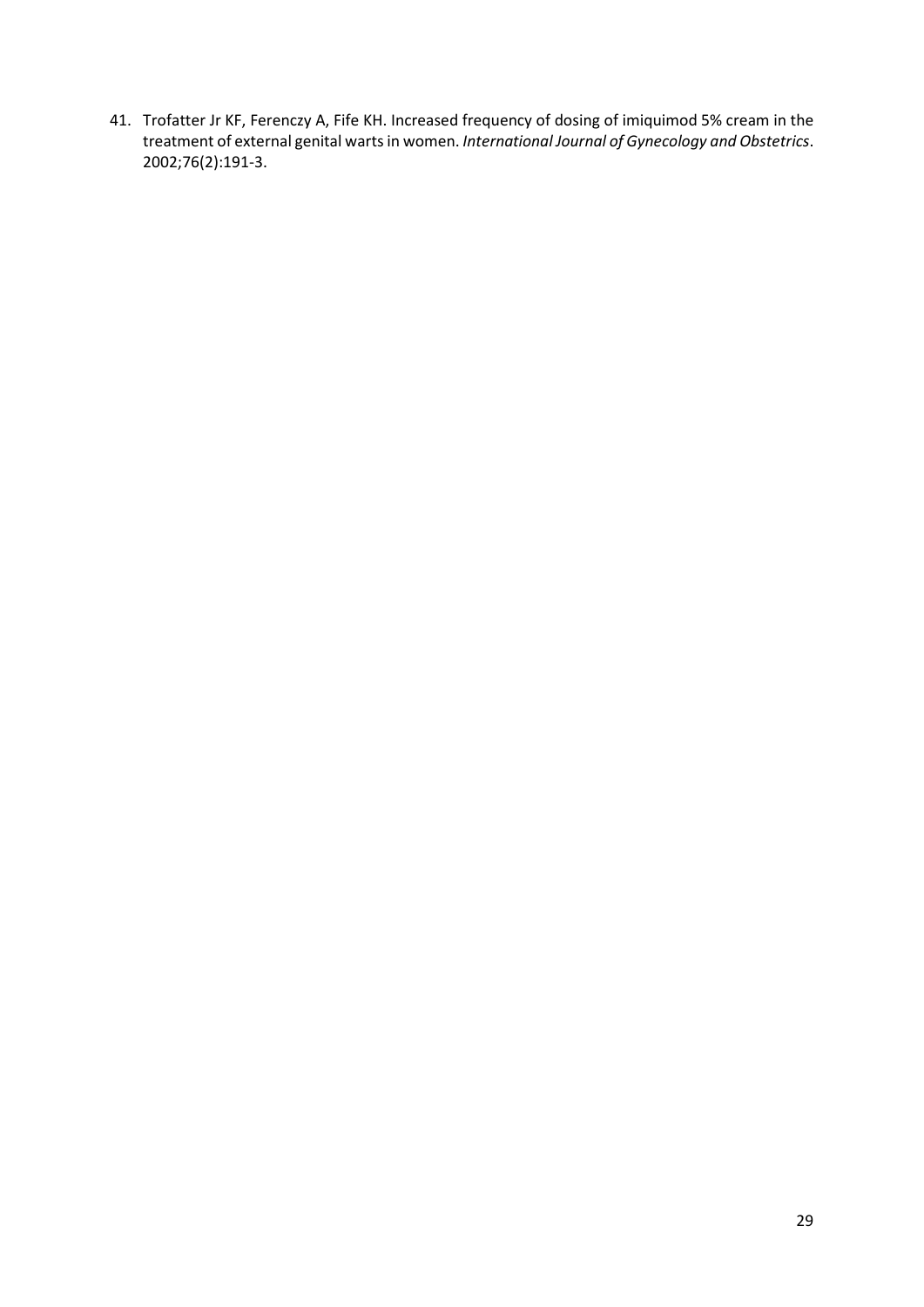41. Trofatter Jr KF, Ferenczy A, Fife KH. Increased frequency of dosing of imiquimod 5% cream in the treatment of external genital warts in women. *International Journal of Gynecology and Obstetrics*. 2002;76(2):191-3.